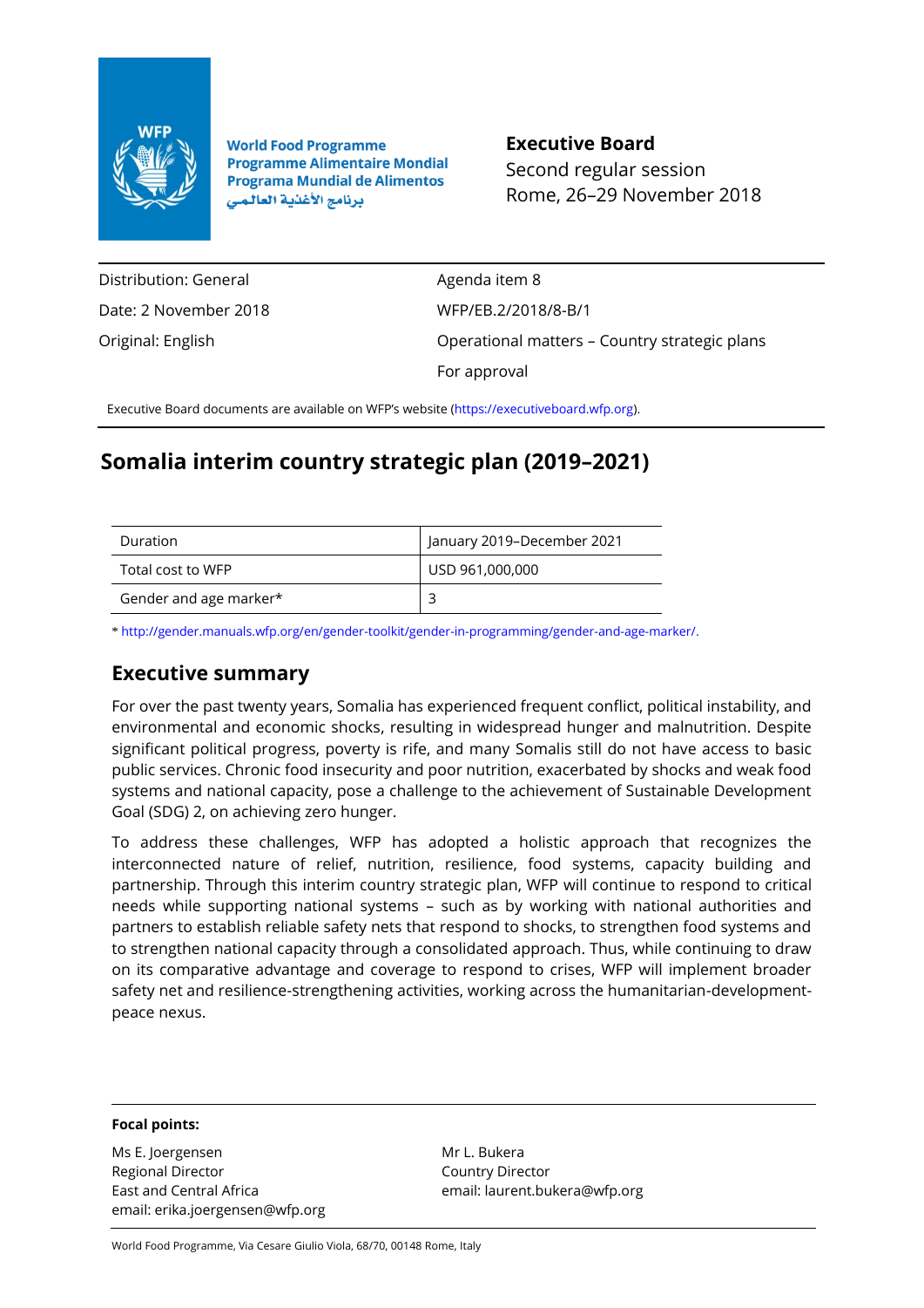World Food Programme
Programme Alimentaire Mondial
Programa Mundial de Alimentos
برنامج الأغذية العالمي

**Executive Board**
Second regular session
Rome, 26–29 November 2018

| | |
|---|---|
| Distribution: General | Agenda item 8 |
| Date: 2 November 2018 | WFP/EB.2/2018/8-B/1 |
| Original: English | Operational matters – Country strategic plans |
| | For approval |

Executive Board documents are available on WFP's website (https://executiveboard.wfp.org).

# Somalia interim country strategic plan (2019–2021)

| | |
|---|---|
| Duration | January 2019–December 2021 |
| Total cost to WFP | USD 961,000,000 |
| Gender and age marker* | 3 |

* http://gender.manuals.wfp.org/en/gender-toolkit/gender-in-programming/gender-and-age-marker/.

## Executive summary

For over the past twenty years, Somalia has experienced frequent conflict, political instability, and environmental and economic shocks, resulting in widespread hunger and malnutrition. Despite significant political progress, poverty is rife, and many Somalis still do not have access to basic public services. Chronic food insecurity and poor nutrition, exacerbated by shocks and weak food systems and national capacity, pose a challenge to the achievement of Sustainable Development Goal (SDG) 2, on achieving zero hunger.

To address these challenges, WFP has adopted a holistic approach that recognizes the interconnected nature of relief, nutrition, resilience, food systems, capacity building and partnership. Through this interim country strategic plan, WFP will continue to respond to critical needs while supporting national systems – such as by working with national authorities and partners to establish reliable safety nets that respond to shocks, to strengthen food systems and to strengthen national capacity through a consolidated approach. Thus, while continuing to draw on its comparative advantage and coverage to respond to crises, WFP will implement broader safety net and resilience-strengthening activities, working across the humanitarian-development-peace nexus.

**Focal points:**

Ms E. Joergensen
Regional Director
East and Central Africa
email: erika.joergensen@wfp.org

Mr L. Bukera
Country Director
email: laurent.bukera@wfp.org

World Food Programme, Via Cesare Giulio Viola, 68/70, 00148 Rome, Italy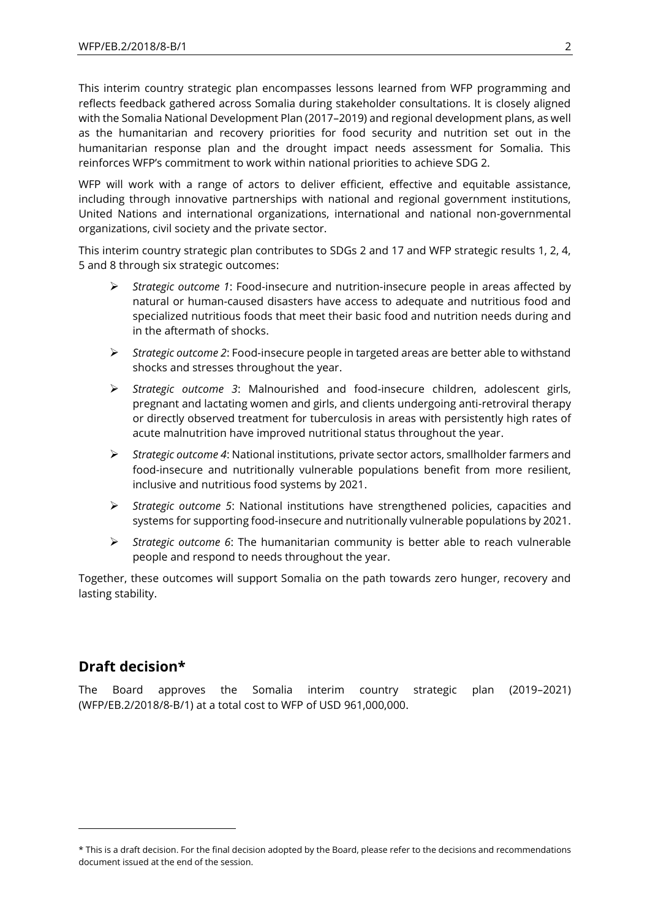This interim country strategic plan encompasses lessons learned from WFP programming and reflects feedback gathered across Somalia during stakeholder consultations. It is closely aligned with the Somalia National Development Plan (2017–2019) and regional development plans, as well as the humanitarian and recovery priorities for food security and nutrition set out in the humanitarian response plan and the drought impact needs assessment for Somalia. This reinforces WFP's commitment to work within national priorities to achieve SDG 2.

WFP will work with a range of actors to deliver efficient, effective and equitable assistance, including through innovative partnerships with national and regional government institutions, United Nations and international organizations, international and national non-governmental organizations, civil society and the private sector.

This interim country strategic plan contributes to SDGs 2 and 17 and WFP strategic results 1, 2, 4, 5 and 8 through six strategic outcomes:

- *Strategic outcome 1*: Food-insecure and nutrition-insecure people in areas affected by natural or human-caused disasters have access to adequate and nutritious food and specialized nutritious foods that meet their basic food and nutrition needs during and in the aftermath of shocks.
- *Strategic outcome 2*: Food-insecure people in targeted areas are better able to withstand shocks and stresses throughout the year.
- *Strategic outcome 3*: Malnourished and food-insecure children, adolescent girls, pregnant and lactating women and girls, and clients undergoing anti-retroviral therapy or directly observed treatment for tuberculosis in areas with persistently high rates of acute malnutrition have improved nutritional status throughout the year.
- *Strategic outcome 4*: National institutions, private sector actors, smallholder farmers and food-insecure and nutritionally vulnerable populations benefit from more resilient, inclusive and nutritious food systems by 2021.
- *Strategic outcome 5*: National institutions have strengthened policies, capacities and systems for supporting food-insecure and nutritionally vulnerable populations by 2021.
- *Strategic outcome 6*: The humanitarian community is better able to reach vulnerable people and respond to needs throughout the year.

Together, these outcomes will support Somalia on the path towards zero hunger, recovery and lasting stability.

## Draft decision*

The Board approves the Somalia interim country strategic plan (2019–2021) (WFP/EB.2/2018/8-B/1) at a total cost to WFP of USD 961,000,000.

---

* This is a draft decision. For the final decision adopted by the Board, please refer to the decisions and recommendations document issued at the end of the session.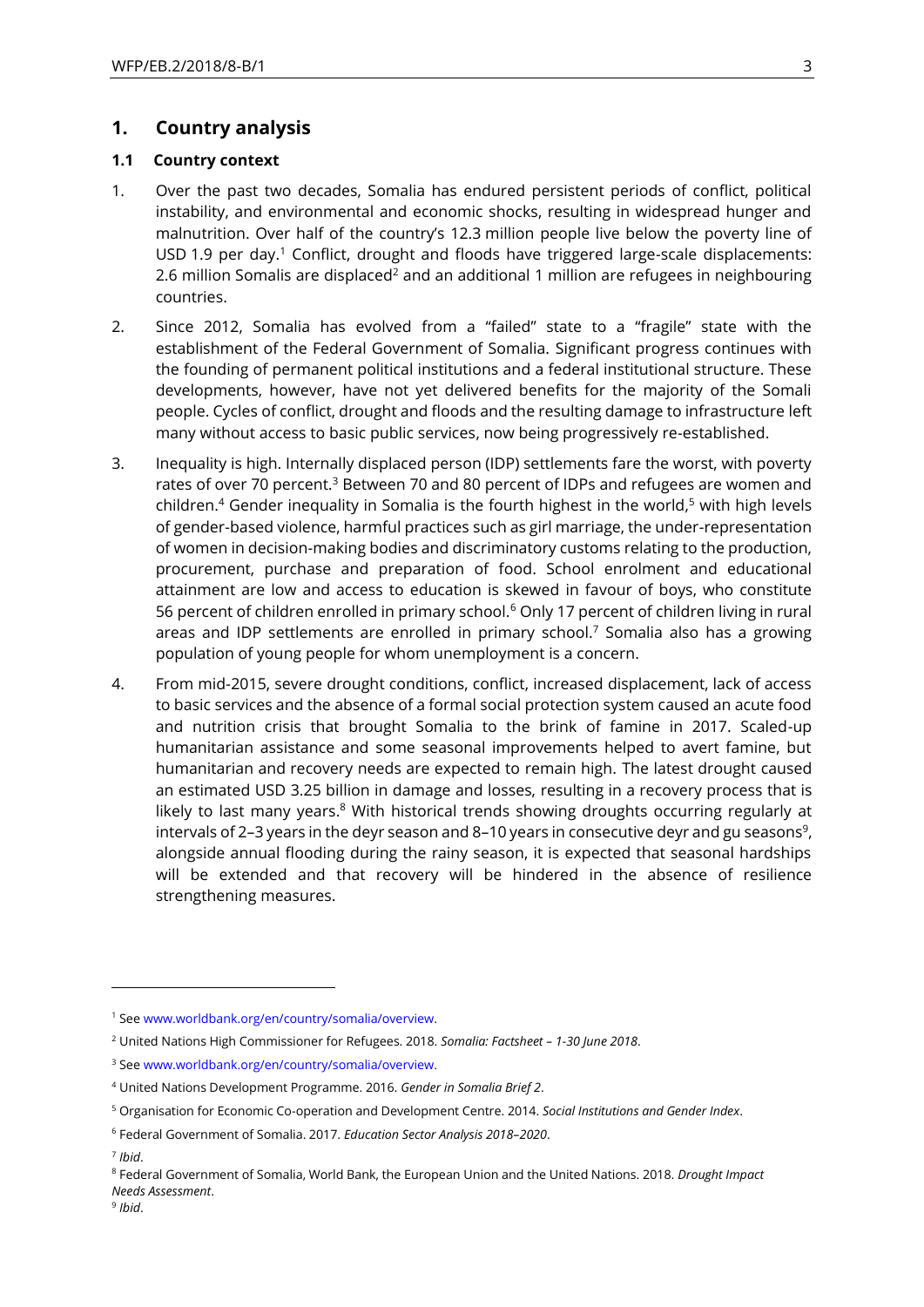# 1. Country analysis

## 1.1 Country context

1. Over the past two decades, Somalia has endured persistent periods of conflict, political instability, and environmental and economic shocks, resulting in widespread hunger and malnutrition. Over half of the country's 12.3 million people live below the poverty line of USD 1.9 per day.[1] Conflict, drought and floods have triggered large-scale displacements: 2.6 million Somalis are displaced[2] and an additional 1 million are refugees in neighbouring countries.

2. Since 2012, Somalia has evolved from a "failed" state to a "fragile" state with the establishment of the Federal Government of Somalia. Significant progress continues with the founding of permanent political institutions and a federal institutional structure. These developments, however, have not yet delivered benefits for the majority of the Somali people. Cycles of conflict, drought and floods and the resulting damage to infrastructure left many without access to basic public services, now being progressively re-established.

3. Inequality is high. Internally displaced person (IDP) settlements fare the worst, with poverty rates of over 70 percent.[3] Between 70 and 80 percent of IDPs and refugees are women and children.[4] Gender inequality in Somalia is the fourth highest in the world,[5] with high levels of gender-based violence, harmful practices such as girl marriage, the under-representation of women in decision-making bodies and discriminatory customs relating to the production, procurement, purchase and preparation of food. School enrolment and educational attainment are low and access to education is skewed in favour of boys, who constitute 56 percent of children enrolled in primary school.[6] Only 17 percent of children living in rural areas and IDP settlements are enrolled in primary school.[7] Somalia also has a growing population of young people for whom unemployment is a concern.

4. From mid-2015, severe drought conditions, conflict, increased displacement, lack of access to basic services and the absence of a formal social protection system caused an acute food and nutrition crisis that brought Somalia to the brink of famine in 2017. Scaled-up humanitarian assistance and some seasonal improvements helped to avert famine, but humanitarian and recovery needs are expected to remain high. The latest drought caused an estimated USD 3.25 billion in damage and losses, resulting in a recovery process that is likely to last many years.[8] With historical trends showing droughts occurring regularly at intervals of 2–3 years in the deyr season and 8–10 years in consecutive deyr and gu seasons[9], alongside annual flooding during the rainy season, it is expected that seasonal hardships will be extended and that recovery will be hindered in the absence of resilience strengthening measures.

---

[1] See www.worldbank.org/en/country/somalia/overview.

[2] United Nations High Commissioner for Refugees. 2018. *Somalia: Factsheet – 1-30 June 2018*.

[3] See www.worldbank.org/en/country/somalia/overview.

[4] United Nations Development Programme. 2016. *Gender in Somalia Brief 2*.

[5] Organisation for Economic Co-operation and Development Centre. 2014. *Social Institutions and Gender Index*.

[6] Federal Government of Somalia. 2017. *Education Sector Analysis 2018–2020*.

[7] *Ibid*.

[8] Federal Government of Somalia, World Bank, the European Union and the United Nations. 2018. *Drought Impact Needs Assessment*.

[9] *Ibid*.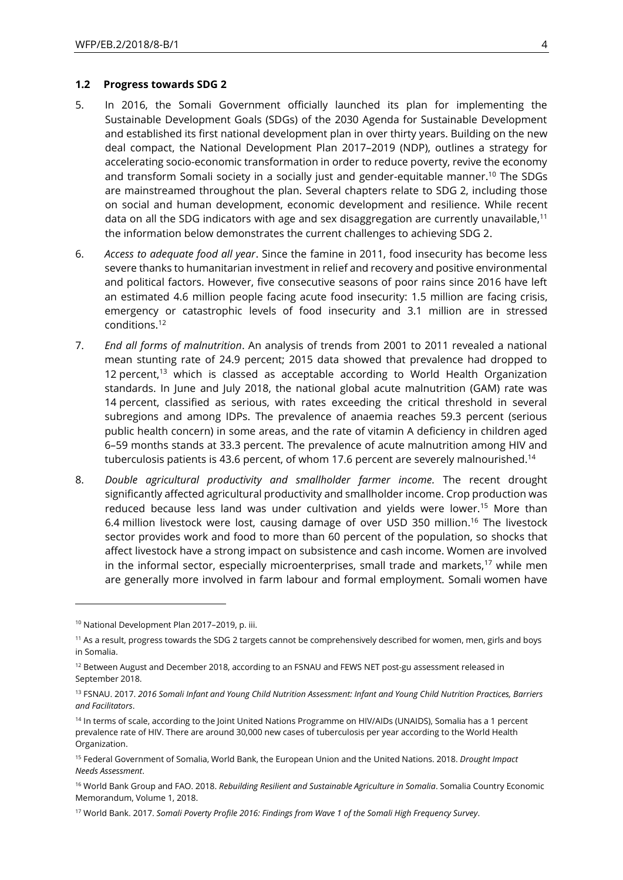### 1.2 Progress towards SDG 2

5. In 2016, the Somali Government officially launched its plan for implementing the Sustainable Development Goals (SDGs) of the 2030 Agenda for Sustainable Development and established its first national development plan in over thirty years. Building on the new deal compact, the National Development Plan 2017–2019 (NDP), outlines a strategy for accelerating socio-economic transformation in order to reduce poverty, revive the economy and transform Somali society in a socially just and gender-equitable manner.[10] The SDGs are mainstreamed throughout the plan. Several chapters relate to SDG 2, including those on social and human development, economic development and resilience. While recent data on all the SDG indicators with age and sex disaggregation are currently unavailable,[11] the information below demonstrates the current challenges to achieving SDG 2.

6. *Access to adequate food all year*. Since the famine in 2011, food insecurity has become less severe thanks to humanitarian investment in relief and recovery and positive environmental and political factors. However, five consecutive seasons of poor rains since 2016 have left an estimated 4.6 million people facing acute food insecurity: 1.5 million are facing crisis, emergency or catastrophic levels of food insecurity and 3.1 million are in stressed conditions.[12]

7. *End all forms of malnutrition*. An analysis of trends from 2001 to 2011 revealed a national mean stunting rate of 24.9 percent; 2015 data showed that prevalence had dropped to 12 percent,[13] which is classed as acceptable according to World Health Organization standards. In June and July 2018, the national global acute malnutrition (GAM) rate was 14 percent, classified as serious, with rates exceeding the critical threshold in several subregions and among IDPs. The prevalence of anaemia reaches 59.3 percent (serious public health concern) in some areas, and the rate of vitamin A deficiency in children aged 6–59 months stands at 33.3 percent. The prevalence of acute malnutrition among HIV and tuberculosis patients is 43.6 percent, of whom 17.6 percent are severely malnourished.[14]

8. *Double agricultural productivity and smallholder farmer income.* The recent drought significantly affected agricultural productivity and smallholder income. Crop production was reduced because less land was under cultivation and yields were lower.[15] More than 6.4 million livestock were lost, causing damage of over USD 350 million.[16] The livestock sector provides work and food to more than 60 percent of the population, so shocks that affect livestock have a strong impact on subsistence and cash income. Women are involved in the informal sector, especially microenterprises, small trade and markets,[17] while men are generally more involved in farm labour and formal employment. Somali women have

---

[10] National Development Plan 2017–2019, p. iii.

[11] As a result, progress towards the SDG 2 targets cannot be comprehensively described for women, men, girls and boys in Somalia.

[12] Between August and December 2018, according to an FSNAU and FEWS NET post-gu assessment released in September 2018.

[13] FSNAU. 2017. *2016 Somali Infant and Young Child Nutrition Assessment: Infant and Young Child Nutrition Practices, Barriers and Facilitators*.

[14] In terms of scale, according to the Joint United Nations Programme on HIV/AIDs (UNAIDS), Somalia has a 1 percent prevalence rate of HIV. There are around 30,000 new cases of tuberculosis per year according to the World Health Organization.

[15] Federal Government of Somalia, World Bank, the European Union and the United Nations. 2018. *Drought Impact Needs Assessment*.

[16] World Bank Group and FAO. 2018. *Rebuilding Resilient and Sustainable Agriculture in Somalia*. Somalia Country Economic Memorandum, Volume 1, 2018.

[17] World Bank. 2017. *Somali Poverty Profile 2016: Findings from Wave 1 of the Somali High Frequency Survey*.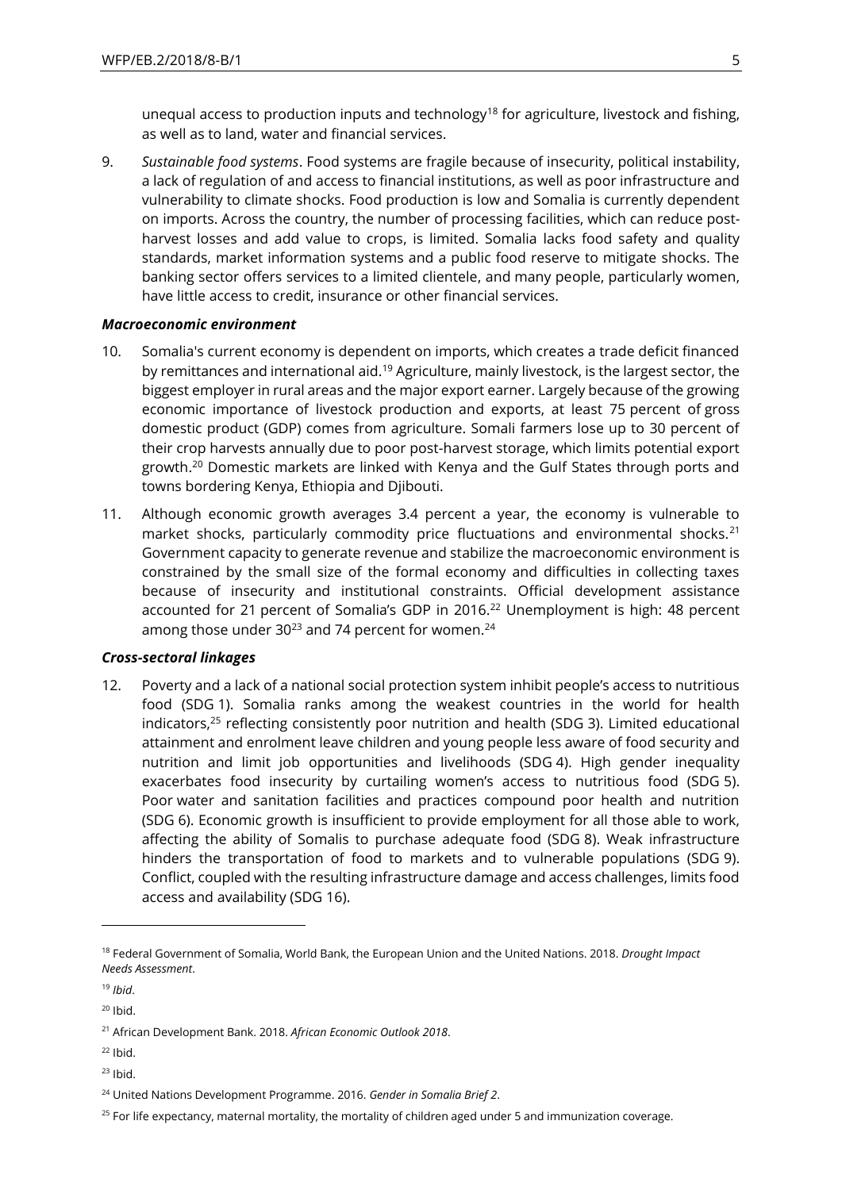unequal access to production inputs and technology[18] for agriculture, livestock and fishing, as well as to land, water and financial services.

9. *Sustainable food systems*. Food systems are fragile because of insecurity, political instability, a lack of regulation of and access to financial institutions, as well as poor infrastructure and vulnerability to climate shocks. Food production is low and Somalia is currently dependent on imports. Across the country, the number of processing facilities, which can reduce post-harvest losses and add value to crops, is limited. Somalia lacks food safety and quality standards, market information systems and a public food reserve to mitigate shocks. The banking sector offers services to a limited clientele, and many people, particularly women, have little access to credit, insurance or other financial services.

***Macroeconomic environment***

10. Somalia's current economy is dependent on imports, which creates a trade deficit financed by remittances and international aid.[19] Agriculture, mainly livestock, is the largest sector, the biggest employer in rural areas and the major export earner. Largely because of the growing economic importance of livestock production and exports, at least 75 percent of gross domestic product (GDP) comes from agriculture. Somali farmers lose up to 30 percent of their crop harvests annually due to poor post-harvest storage, which limits potential export growth.[20] Domestic markets are linked with Kenya and the Gulf States through ports and towns bordering Kenya, Ethiopia and Djibouti.

11. Although economic growth averages 3.4 percent a year, the economy is vulnerable to market shocks, particularly commodity price fluctuations and environmental shocks.[21] Government capacity to generate revenue and stabilize the macroeconomic environment is constrained by the small size of the formal economy and difficulties in collecting taxes because of insecurity and institutional constraints. Official development assistance accounted for 21 percent of Somalia's GDP in 2016.[22] Unemployment is high: 48 percent among those under 30[23] and 74 percent for women.[24]

***Cross-sectoral linkages***

12. Poverty and a lack of a national social protection system inhibit people's access to nutritious food (SDG 1). Somalia ranks among the weakest countries in the world for health indicators,[25] reflecting consistently poor nutrition and health (SDG 3). Limited educational attainment and enrolment leave children and young people less aware of food security and nutrition and limit job opportunities and livelihoods (SDG 4). High gender inequality exacerbates food insecurity by curtailing women's access to nutritious food (SDG 5). Poor water and sanitation facilities and practices compound poor health and nutrition (SDG 6). Economic growth is insufficient to provide employment for all those able to work, affecting the ability of Somalis to purchase adequate food (SDG 8). Weak infrastructure hinders the transportation of food to markets and to vulnerable populations (SDG 9). Conflict, coupled with the resulting infrastructure damage and access challenges, limits food access and availability (SDG 16).

---

[18] Federal Government of Somalia, World Bank, the European Union and the United Nations. 2018. *Drought Impact Needs Assessment*.

[19] *Ibid*.

[20] Ibid.

[21] African Development Bank. 2018. *African Economic Outlook 2018*.

[22] Ibid.

[23] Ibid.

[24] United Nations Development Programme. 2016. *Gender in Somalia Brief 2*.

[25] For life expectancy, maternal mortality, the mortality of children aged under 5 and immunization coverage.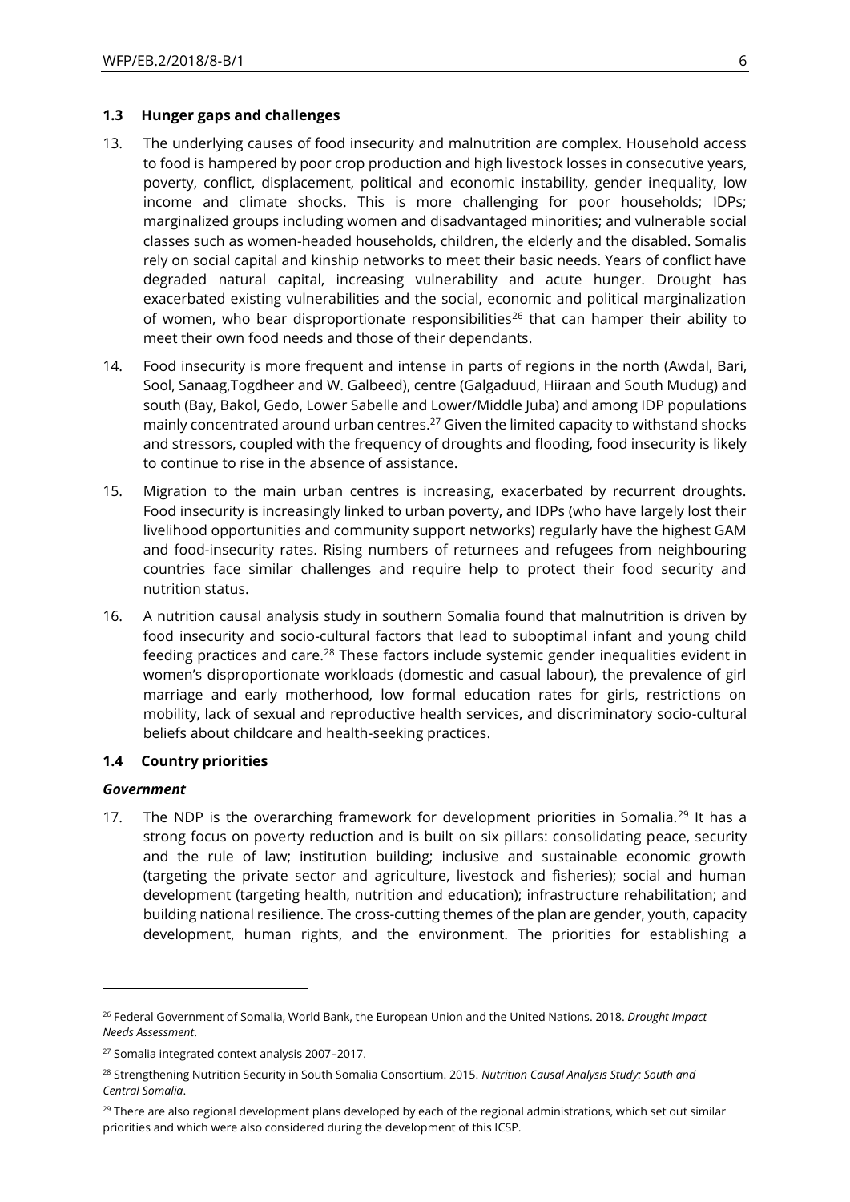### 1.3 Hunger gaps and challenges

13. The underlying causes of food insecurity and malnutrition are complex. Household access to food is hampered by poor crop production and high livestock losses in consecutive years, poverty, conflict, displacement, political and economic instability, gender inequality, low income and climate shocks. This is more challenging for poor households; IDPs; marginalized groups including women and disadvantaged minorities; and vulnerable social classes such as women-headed households, children, the elderly and the disabled. Somalis rely on social capital and kinship networks to meet their basic needs. Years of conflict have degraded natural capital, increasing vulnerability and acute hunger. Drought has exacerbated existing vulnerabilities and the social, economic and political marginalization of women, who bear disproportionate responsibilities[26] that can hamper their ability to meet their own food needs and those of their dependants.

14. Food insecurity is more frequent and intense in parts of regions in the north (Awdal, Bari, Sool, Sanaag,Togdheer and W. Galbeed), centre (Galgaduud, Hiiraan and South Mudug) and south (Bay, Bakol, Gedo, Lower Sabelle and Lower/Middle Juba) and among IDP populations mainly concentrated around urban centres.[27] Given the limited capacity to withstand shocks and stressors, coupled with the frequency of droughts and flooding, food insecurity is likely to continue to rise in the absence of assistance.

15. Migration to the main urban centres is increasing, exacerbated by recurrent droughts. Food insecurity is increasingly linked to urban poverty, and IDPs (who have largely lost their livelihood opportunities and community support networks) regularly have the highest GAM and food-insecurity rates. Rising numbers of returnees and refugees from neighbouring countries face similar challenges and require help to protect their food security and nutrition status.

16. A nutrition causal analysis study in southern Somalia found that malnutrition is driven by food insecurity and socio-cultural factors that lead to suboptimal infant and young child feeding practices and care.[28] These factors include systemic gender inequalities evident in women's disproportionate workloads (domestic and casual labour), the prevalence of girl marriage and early motherhood, low formal education rates for girls, restrictions on mobility, lack of sexual and reproductive health services, and discriminatory socio-cultural beliefs about childcare and health-seeking practices.

### 1.4 Country priorities

***Government***

17. The NDP is the overarching framework for development priorities in Somalia.[29] It has a strong focus on poverty reduction and is built on six pillars: consolidating peace, security and the rule of law; institution building; inclusive and sustainable economic growth (targeting the private sector and agriculture, livestock and fisheries); social and human development (targeting health, nutrition and education); infrastructure rehabilitation; and building national resilience. The cross-cutting themes of the plan are gender, youth, capacity development, human rights, and the environment. The priorities for establishing a

---

[26] Federal Government of Somalia, World Bank, the European Union and the United Nations. 2018. *Drought Impact Needs Assessment*.

[27] Somalia integrated context analysis 2007–2017.

[28] Strengthening Nutrition Security in South Somalia Consortium. 2015. *Nutrition Causal Analysis Study: South and Central Somalia*.

[29] There are also regional development plans developed by each of the regional administrations, which set out similar priorities and which were also considered during the development of this ICSP.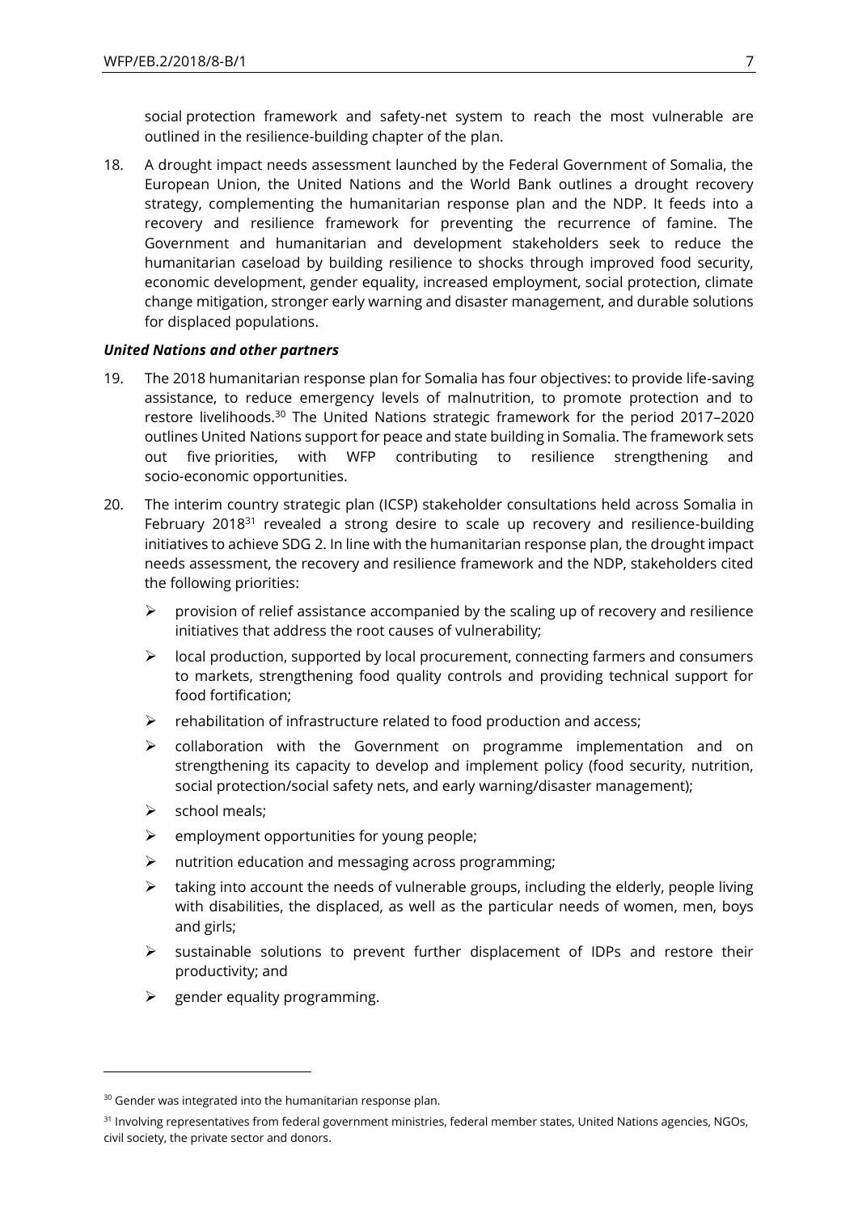social protection framework and safety-net system to reach the most vulnerable are outlined in the resilience-building chapter of the plan.

18. A drought impact needs assessment launched by the Federal Government of Somalia, the European Union, the United Nations and the World Bank outlines a drought recovery strategy, complementing the humanitarian response plan and the NDP. It feeds into a recovery and resilience framework for preventing the recurrence of famine. The Government and humanitarian and development stakeholders seek to reduce the humanitarian caseload by building resilience to shocks through improved food security, economic development, gender equality, increased employment, social protection, climate change mitigation, stronger early warning and disaster management, and durable solutions for displaced populations.

***United Nations and other partners***

19. The 2018 humanitarian response plan for Somalia has four objectives: to provide life-saving assistance, to reduce emergency levels of malnutrition, to promote protection and to restore livelihoods.[30] The United Nations strategic framework for the period 2017–2020 outlines United Nations support for peace and state building in Somalia. The framework sets out five priorities, with WFP contributing to resilience strengthening and socio-economic opportunities.

20. The interim country strategic plan (ICSP) stakeholder consultations held across Somalia in February 2018[31] revealed a strong desire to scale up recovery and resilience-building initiatives to achieve SDG 2. In line with the humanitarian response plan, the drought impact needs assessment, the recovery and resilience framework and the NDP, stakeholders cited the following priorities:

   - provision of relief assistance accompanied by the scaling up of recovery and resilience initiatives that address the root causes of vulnerability;
   - local production, supported by local procurement, connecting farmers and consumers to markets, strengthening food quality controls and providing technical support for food fortification;
   - rehabilitation of infrastructure related to food production and access;
   - collaboration with the Government on programme implementation and on strengthening its capacity to develop and implement policy (food security, nutrition, social protection/social safety nets, and early warning/disaster management);
   - school meals;
   - employment opportunities for young people;
   - nutrition education and messaging across programming;
   - taking into account the needs of vulnerable groups, including the elderly, people living with disabilities, the displaced, as well as the particular needs of women, men, boys and girls;
   - sustainable solutions to prevent further displacement of IDPs and restore their productivity; and
   - gender equality programming.

---

[30] Gender was integrated into the humanitarian response plan.

[31] Involving representatives from federal government ministries, federal member states, United Nations agencies, NGOs, civil society, the private sector and donors.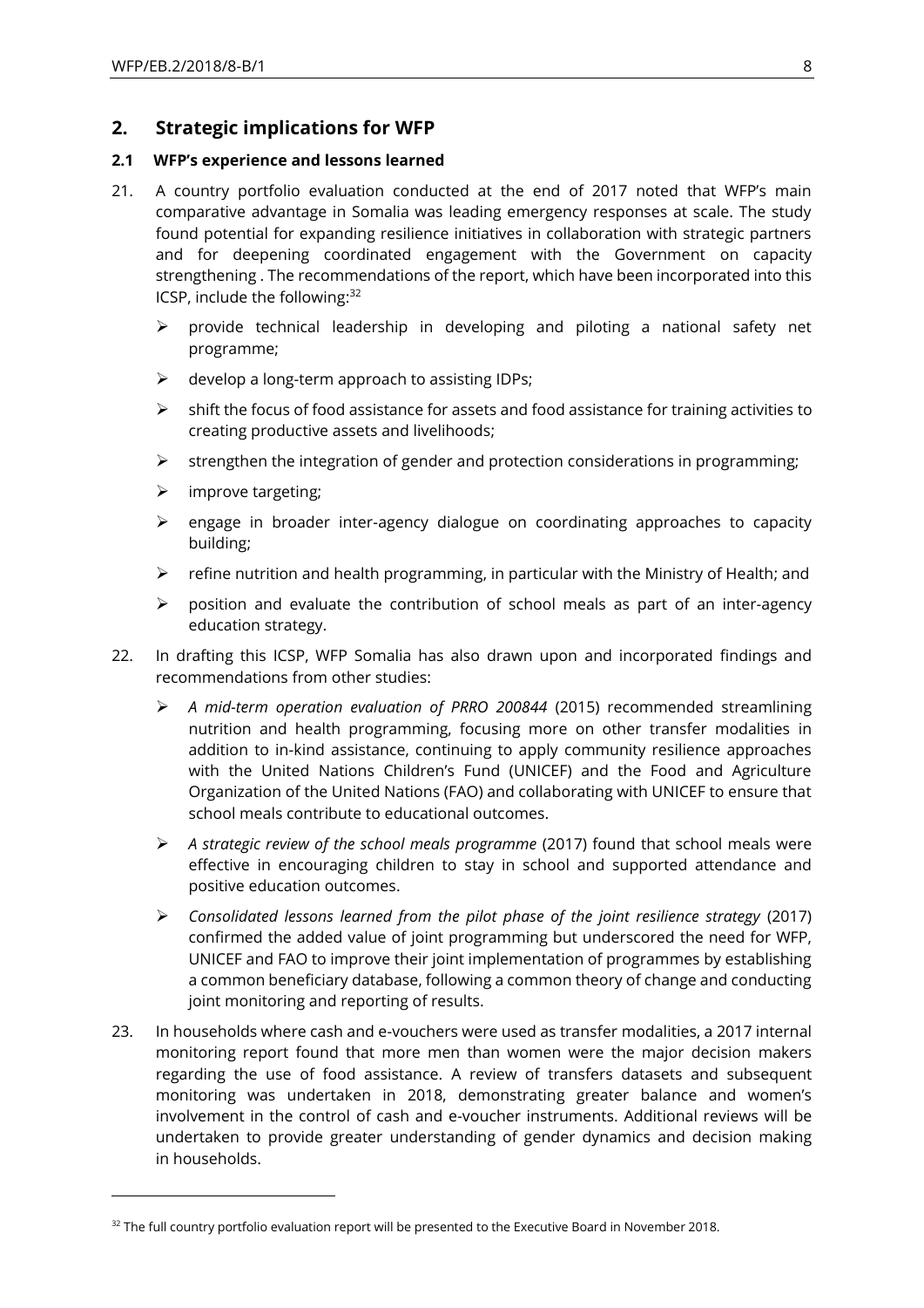## 2. Strategic implications for WFP

### 2.1 WFP's experience and lessons learned

21. A country portfolio evaluation conducted at the end of 2017 noted that WFP's main comparative advantage in Somalia was leading emergency responses at scale. The study found potential for expanding resilience initiatives in collaboration with strategic partners and for deepening coordinated engagement with the Government on capacity strengthening . The recommendations of the report, which have been incorporated into this ICSP, include the following:[32]

    - provide technical leadership in developing and piloting a national safety net programme;
    - develop a long-term approach to assisting IDPs;
    - shift the focus of food assistance for assets and food assistance for training activities to creating productive assets and livelihoods;
    - strengthen the integration of gender and protection considerations in programming;
    - improve targeting;
    - engage in broader inter-agency dialogue on coordinating approaches to capacity building;
    - refine nutrition and health programming, in particular with the Ministry of Health; and
    - position and evaluate the contribution of school meals as part of an inter-agency education strategy.

22. In drafting this ICSP, WFP Somalia has also drawn upon and incorporated findings and recommendations from other studies:

    - *A mid-term operation evaluation of PRRO 200844* (2015) recommended streamlining nutrition and health programming, focusing more on other transfer modalities in addition to in-kind assistance, continuing to apply community resilience approaches with the United Nations Children's Fund (UNICEF) and the Food and Agriculture Organization of the United Nations (FAO) and collaborating with UNICEF to ensure that school meals contribute to educational outcomes.
    - *A strategic review of the school meals programme* (2017) found that school meals were effective in encouraging children to stay in school and supported attendance and positive education outcomes.
    - *Consolidated lessons learned from the pilot phase of the joint resilience strategy* (2017) confirmed the added value of joint programming but underscored the need for WFP, UNICEF and FAO to improve their joint implementation of programmes by establishing a common beneficiary database, following a common theory of change and conducting joint monitoring and reporting of results.

23. In households where cash and e-vouchers were used as transfer modalities, a 2017 internal monitoring report found that more men than women were the major decision makers regarding the use of food assistance. A review of transfers datasets and subsequent monitoring was undertaken in 2018, demonstrating greater balance and women's involvement in the control of cash and e-voucher instruments. Additional reviews will be undertaken to provide greater understanding of gender dynamics and decision making in households.

---

[32] The full country portfolio evaluation report will be presented to the Executive Board in November 2018.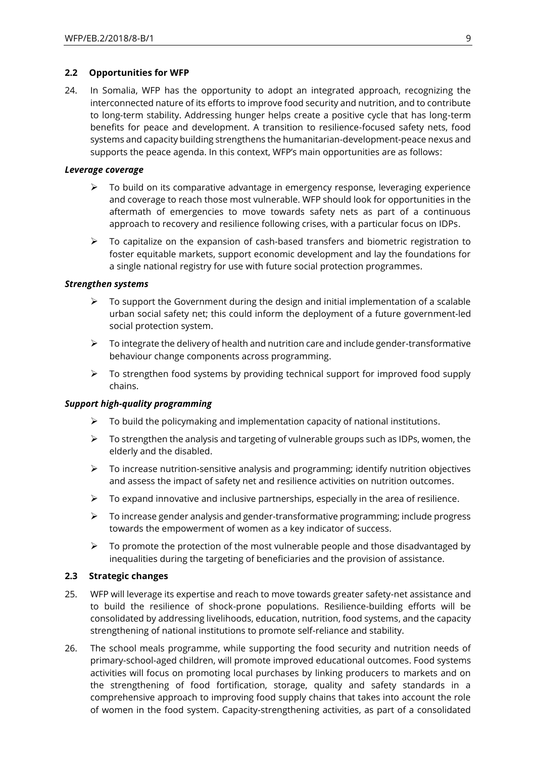### 2.2 Opportunities for WFP

24. In Somalia, WFP has the opportunity to adopt an integrated approach, recognizing the interconnected nature of its efforts to improve food security and nutrition, and to contribute to long-term stability. Addressing hunger helps create a positive cycle that has long-term benefits for peace and development. A transition to resilience-focused safety nets, food systems and capacity building strengthens the humanitarian-development-peace nexus and supports the peace agenda. In this context, WFP's main opportunities are as follows:

***Leverage coverage***

- To build on its comparative advantage in emergency response, leveraging experience and coverage to reach those most vulnerable. WFP should look for opportunities in the aftermath of emergencies to move towards safety nets as part of a continuous approach to recovery and resilience following crises, with a particular focus on IDPs.
- To capitalize on the expansion of cash-based transfers and biometric registration to foster equitable markets, support economic development and lay the foundations for a single national registry for use with future social protection programmes.

***Strengthen systems***

- To support the Government during the design and initial implementation of a scalable urban social safety net; this could inform the deployment of a future government-led social protection system.
- To integrate the delivery of health and nutrition care and include gender-transformative behaviour change components across programming.
- To strengthen food systems by providing technical support for improved food supply chains.

***Support high-quality programming***

- To build the policymaking and implementation capacity of national institutions.
- To strengthen the analysis and targeting of vulnerable groups such as IDPs, women, the elderly and the disabled.
- To increase nutrition-sensitive analysis and programming; identify nutrition objectives and assess the impact of safety net and resilience activities on nutrition outcomes.
- To expand innovative and inclusive partnerships, especially in the area of resilience.
- To increase gender analysis and gender-transformative programming; include progress towards the empowerment of women as a key indicator of success.
- To promote the protection of the most vulnerable people and those disadvantaged by inequalities during the targeting of beneficiaries and the provision of assistance.

### 2.3 Strategic changes

25. WFP will leverage its expertise and reach to move towards greater safety-net assistance and to build the resilience of shock-prone populations. Resilience-building efforts will be consolidated by addressing livelihoods, education, nutrition, food systems, and the capacity strengthening of national institutions to promote self-reliance and stability.

26. The school meals programme, while supporting the food security and nutrition needs of primary-school-aged children, will promote improved educational outcomes. Food systems activities will focus on promoting local purchases by linking producers to markets and on the strengthening of food fortification, storage, quality and safety standards in a comprehensive approach to improving food supply chains that takes into account the role of women in the food system. Capacity-strengthening activities, as part of a consolidated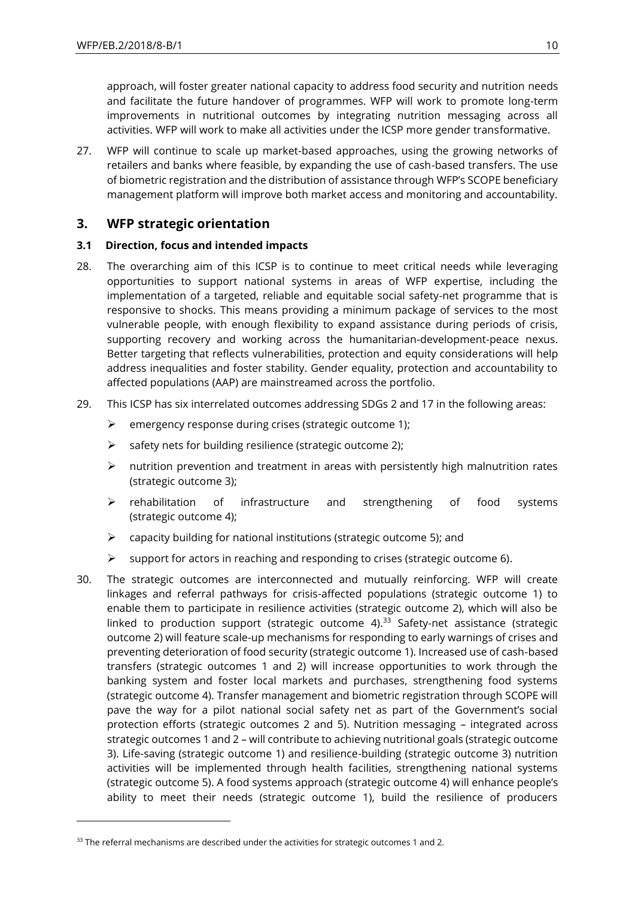approach, will foster greater national capacity to address food security and nutrition needs and facilitate the future handover of programmes. WFP will work to promote long-term improvements in nutritional outcomes by integrating nutrition messaging across all activities. WFP will work to make all activities under the ICSP more gender transformative.

27. WFP will continue to scale up market-based approaches, using the growing networks of retailers and banks where feasible, by expanding the use of cash-based transfers. The use of biometric registration and the distribution of assistance through WFP's SCOPE beneficiary management platform will improve both market access and monitoring and accountability.

## 3. WFP strategic orientation

### 3.1 Direction, focus and intended impacts

28. The overarching aim of this ICSP is to continue to meet critical needs while leveraging opportunities to support national systems in areas of WFP expertise, including the implementation of a targeted, reliable and equitable social safety-net programme that is responsive to shocks. This means providing a minimum package of services to the most vulnerable people, with enough flexibility to expand assistance during periods of crisis, supporting recovery and working across the humanitarian-development-peace nexus. Better targeting that reflects vulnerabilities, protection and equity considerations will help address inequalities and foster stability. Gender equality, protection and accountability to affected populations (AAP) are mainstreamed across the portfolio.

29. This ICSP has six interrelated outcomes addressing SDGs 2 and 17 in the following areas:
    - emergency response during crises (strategic outcome 1);
    - safety nets for building resilience (strategic outcome 2);
    - nutrition prevention and treatment in areas with persistently high malnutrition rates (strategic outcome 3);
    - rehabilitation of infrastructure and strengthening of food systems (strategic outcome 4);
    - capacity building for national institutions (strategic outcome 5); and
    - support for actors in reaching and responding to crises (strategic outcome 6).

30. The strategic outcomes are interconnected and mutually reinforcing. WFP will create linkages and referral pathways for crisis-affected populations (strategic outcome 1) to enable them to participate in resilience activities (strategic outcome 2), which will also be linked to production support (strategic outcome 4).[33] Safety-net assistance (strategic outcome 2) will feature scale-up mechanisms for responding to early warnings of crises and preventing deterioration of food security (strategic outcome 1). Increased use of cash-based transfers (strategic outcomes 1 and 2) will increase opportunities to work through the banking system and foster local markets and purchases, strengthening food systems (strategic outcome 4). Transfer management and biometric registration through SCOPE will pave the way for a pilot national social safety net as part of the Government's social protection efforts (strategic outcomes 2 and 5). Nutrition messaging – integrated across strategic outcomes 1 and 2 – will contribute to achieving nutritional goals (strategic outcome 3). Life-saving (strategic outcome 1) and resilience-building (strategic outcome 3) nutrition activities will be implemented through health facilities, strengthening national systems (strategic outcome 5). A food systems approach (strategic outcome 4) will enhance people's ability to meet their needs (strategic outcome 1), build the resilience of producers

---

[33] The referral mechanisms are described under the activities for strategic outcomes 1 and 2.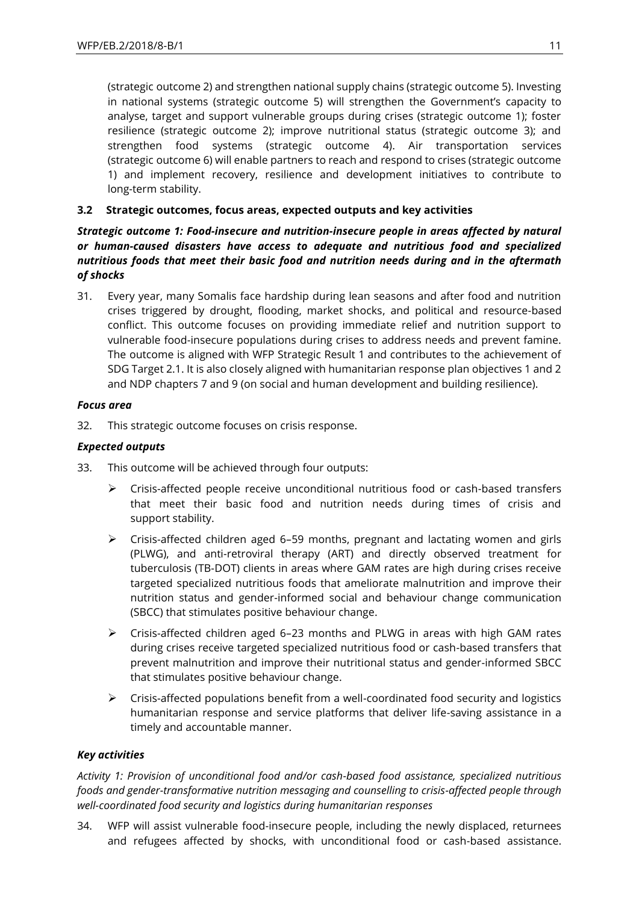(strategic outcome 2) and strengthen national supply chains (strategic outcome 5). Investing in national systems (strategic outcome 5) will strengthen the Government's capacity to analyse, target and support vulnerable groups during crises (strategic outcome 1); foster resilience (strategic outcome 2); improve nutritional status (strategic outcome 3); and strengthen food systems (strategic outcome 4). Air transportation services (strategic outcome 6) will enable partners to reach and respond to crises (strategic outcome 1) and implement recovery, resilience and development initiatives to contribute to long-term stability.

### 3.2 Strategic outcomes, focus areas, expected outputs and key activities

***Strategic outcome 1: Food-insecure and nutrition-insecure people in areas affected by natural or human-caused disasters have access to adequate and nutritious food and specialized nutritious foods that meet their basic food and nutrition needs during and in the aftermath of shocks***

31. Every year, many Somalis face hardship during lean seasons and after food and nutrition crises triggered by drought, flooding, market shocks, and political and resource-based conflict. This outcome focuses on providing immediate relief and nutrition support to vulnerable food-insecure populations during crises to address needs and prevent famine. The outcome is aligned with WFP Strategic Result 1 and contributes to the achievement of SDG Target 2.1. It is also closely aligned with humanitarian response plan objectives 1 and 2 and NDP chapters 7 and 9 (on social and human development and building resilience).

***Focus area***

32. This strategic outcome focuses on crisis response.

***Expected outputs***

33. This outcome will be achieved through four outputs:

   - Crisis-affected people receive unconditional nutritious food or cash-based transfers that meet their basic food and nutrition needs during times of crisis and support stability.
   - Crisis-affected children aged 6–59 months, pregnant and lactating women and girls (PLWG), and anti-retroviral therapy (ART) and directly observed treatment for tuberculosis (TB-DOT) clients in areas where GAM rates are high during crises receive targeted specialized nutritious foods that ameliorate malnutrition and improve their nutrition status and gender-informed social and behaviour change communication (SBCC) that stimulates positive behaviour change.
   - Crisis-affected children aged 6–23 months and PLWG in areas with high GAM rates during crises receive targeted specialized nutritious food or cash-based transfers that prevent malnutrition and improve their nutritional status and gender-informed SBCC that stimulates positive behaviour change.
   - Crisis-affected populations benefit from a well-coordinated food security and logistics humanitarian response and service platforms that deliver life-saving assistance in a timely and accountable manner.

***Key activities***

*Activity 1: Provision of unconditional food and/or cash-based food assistance, specialized nutritious foods and gender-transformative nutrition messaging and counselling to crisis-affected people through well-coordinated food security and logistics during humanitarian responses*

34. WFP will assist vulnerable food-insecure people, including the newly displaced, returnees and refugees affected by shocks, with unconditional food or cash-based assistance.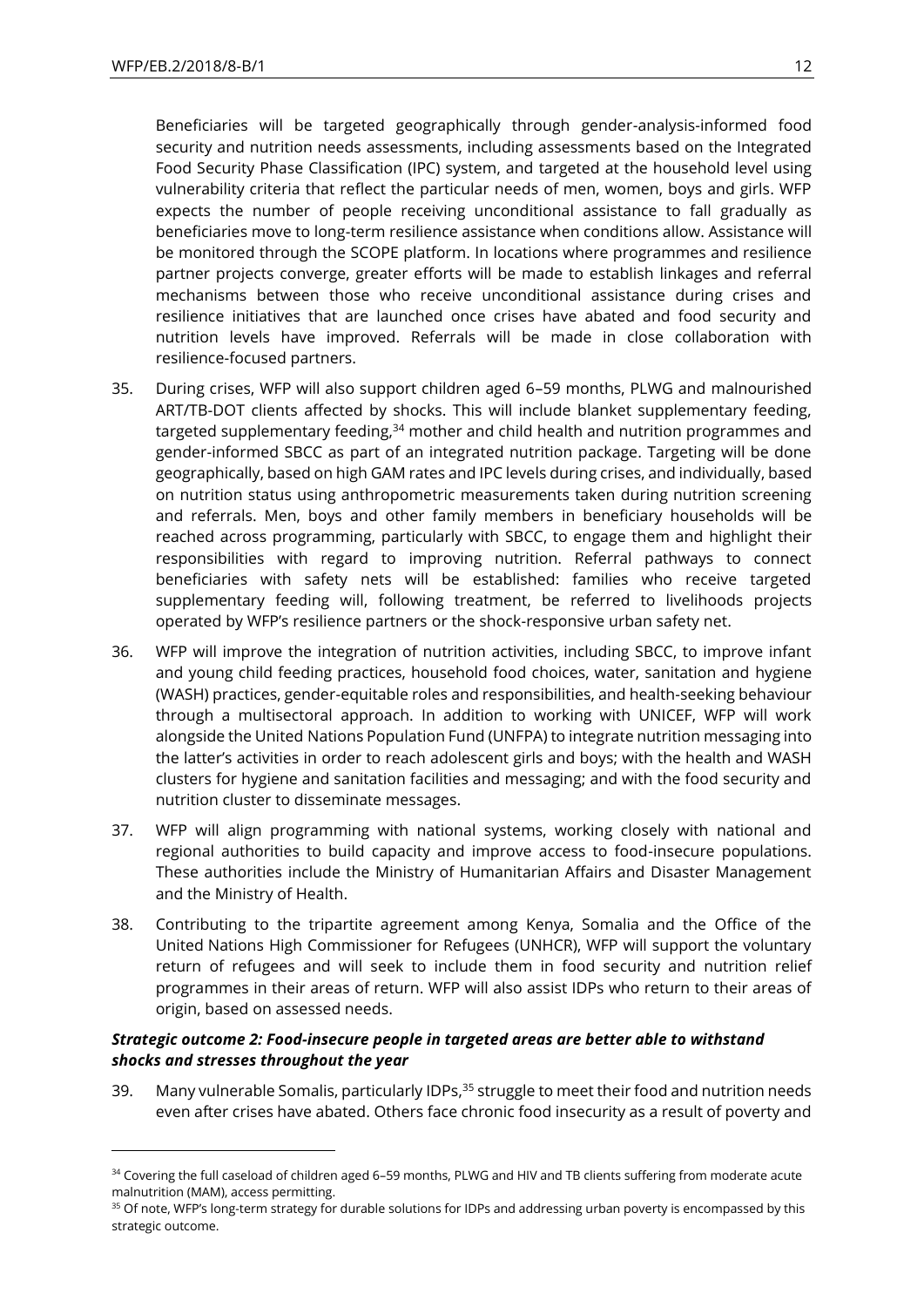Beneficiaries will be targeted geographically through gender-analysis-informed food security and nutrition needs assessments, including assessments based on the Integrated Food Security Phase Classification (IPC) system, and targeted at the household level using vulnerability criteria that reflect the particular needs of men, women, boys and girls. WFP expects the number of people receiving unconditional assistance to fall gradually as beneficiaries move to long-term resilience assistance when conditions allow. Assistance will be monitored through the SCOPE platform. In locations where programmes and resilience partner projects converge, greater efforts will be made to establish linkages and referral mechanisms between those who receive unconditional assistance during crises and resilience initiatives that are launched once crises have abated and food security and nutrition levels have improved. Referrals will be made in close collaboration with resilience-focused partners.

35. During crises, WFP will also support children aged 6–59 months, PLWG and malnourished ART/TB-DOT clients affected by shocks. This will include blanket supplementary feeding, targeted supplementary feeding,[34] mother and child health and nutrition programmes and gender-informed SBCC as part of an integrated nutrition package. Targeting will be done geographically, based on high GAM rates and IPC levels during crises, and individually, based on nutrition status using anthropometric measurements taken during nutrition screening and referrals. Men, boys and other family members in beneficiary households will be reached across programming, particularly with SBCC, to engage them and highlight their responsibilities with regard to improving nutrition. Referral pathways to connect beneficiaries with safety nets will be established: families who receive targeted supplementary feeding will, following treatment, be referred to livelihoods projects operated by WFP's resilience partners or the shock-responsive urban safety net.

36. WFP will improve the integration of nutrition activities, including SBCC, to improve infant and young child feeding practices, household food choices, water, sanitation and hygiene (WASH) practices, gender-equitable roles and responsibilities, and health-seeking behaviour through a multisectoral approach. In addition to working with UNICEF, WFP will work alongside the United Nations Population Fund (UNFPA) to integrate nutrition messaging into the latter's activities in order to reach adolescent girls and boys; with the health and WASH clusters for hygiene and sanitation facilities and messaging; and with the food security and nutrition cluster to disseminate messages.

37. WFP will align programming with national systems, working closely with national and regional authorities to build capacity and improve access to food-insecure populations. These authorities include the Ministry of Humanitarian Affairs and Disaster Management and the Ministry of Health.

38. Contributing to the tripartite agreement among Kenya, Somalia and the Office of the United Nations High Commissioner for Refugees (UNHCR), WFP will support the voluntary return of refugees and will seek to include them in food security and nutrition relief programmes in their areas of return. WFP will also assist IDPs who return to their areas of origin, based on assessed needs.

***Strategic outcome 2: Food-insecure people in targeted areas are better able to withstand shocks and stresses throughout the year***

39. Many vulnerable Somalis, particularly IDPs,[35] struggle to meet their food and nutrition needs even after crises have abated. Others face chronic food insecurity as a result of poverty and

---

[34] Covering the full caseload of children aged 6–59 months, PLWG and HIV and TB clients suffering from moderate acute malnutrition (MAM), access permitting.

[35] Of note, WFP's long-term strategy for durable solutions for IDPs and addressing urban poverty is encompassed by this strategic outcome.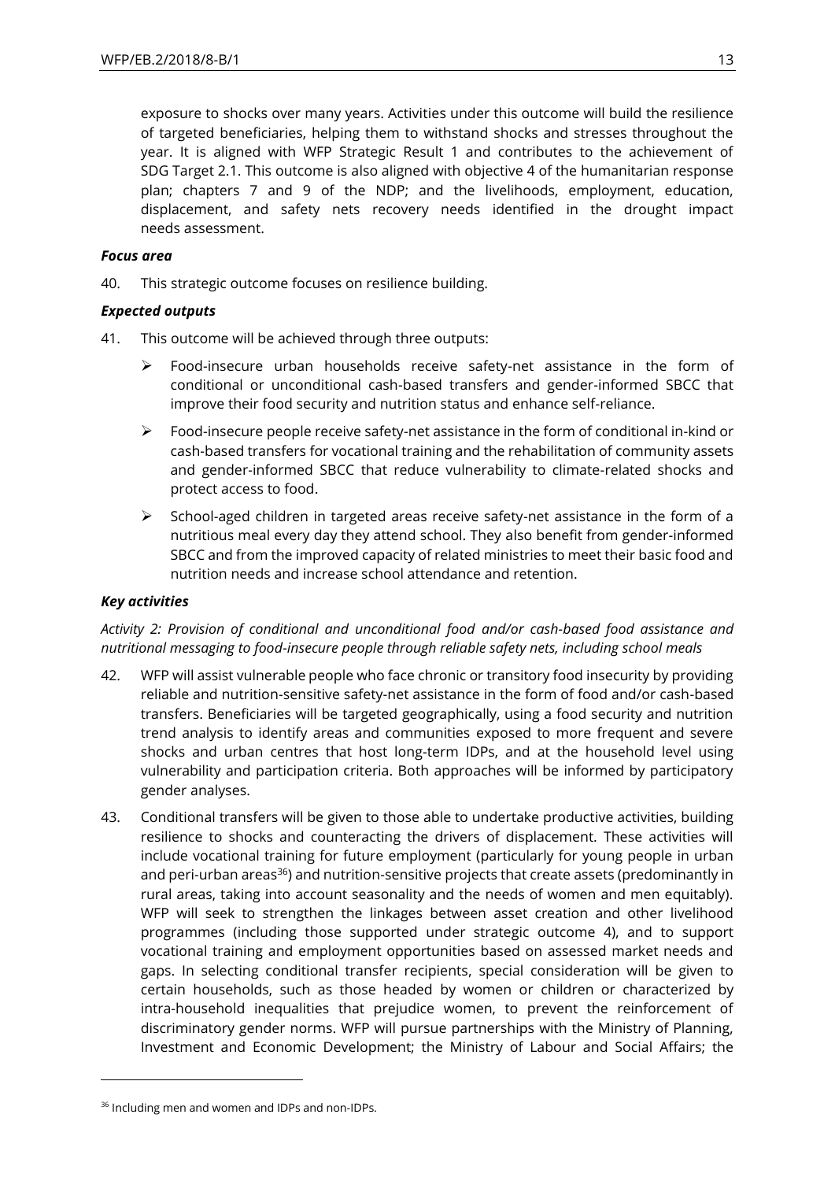exposure to shocks over many years. Activities under this outcome will build the resilience of targeted beneficiaries, helping them to withstand shocks and stresses throughout the year. It is aligned with WFP Strategic Result 1 and contributes to the achievement of SDG Target 2.1. This outcome is also aligned with objective 4 of the humanitarian response plan; chapters 7 and 9 of the NDP; and the livelihoods, employment, education, displacement, and safety nets recovery needs identified in the drought impact needs assessment.

***Focus area***

40. This strategic outcome focuses on resilience building.

***Expected outputs***

41. This outcome will be achieved through three outputs:

- Food-insecure urban households receive safety-net assistance in the form of conditional or unconditional cash-based transfers and gender-informed SBCC that improve their food security and nutrition status and enhance self-reliance.
- Food-insecure people receive safety-net assistance in the form of conditional in-kind or cash-based transfers for vocational training and the rehabilitation of community assets and gender-informed SBCC that reduce vulnerability to climate-related shocks and protect access to food.
- School-aged children in targeted areas receive safety-net assistance in the form of a nutritious meal every day they attend school. They also benefit from gender-informed SBCC and from the improved capacity of related ministries to meet their basic food and nutrition needs and increase school attendance and retention.

***Key activities***

*Activity 2: Provision of conditional and unconditional food and/or cash-based food assistance and nutritional messaging to food-insecure people through reliable safety nets, including school meals*

42. WFP will assist vulnerable people who face chronic or transitory food insecurity by providing reliable and nutrition-sensitive safety-net assistance in the form of food and/or cash-based transfers. Beneficiaries will be targeted geographically, using a food security and nutrition trend analysis to identify areas and communities exposed to more frequent and severe shocks and urban centres that host long-term IDPs, and at the household level using vulnerability and participation criteria. Both approaches will be informed by participatory gender analyses.

43. Conditional transfers will be given to those able to undertake productive activities, building resilience to shocks and counteracting the drivers of displacement. These activities will include vocational training for future employment (particularly for young people in urban and peri-urban areas[36]) and nutrition-sensitive projects that create assets (predominantly in rural areas, taking into account seasonality and the needs of women and men equitably). WFP will seek to strengthen the linkages between asset creation and other livelihood programmes (including those supported under strategic outcome 4), and to support vocational training and employment opportunities based on assessed market needs and gaps. In selecting conditional transfer recipients, special consideration will be given to certain households, such as those headed by women or children or characterized by intra-household inequalities that prejudice women, to prevent the reinforcement of discriminatory gender norms. WFP will pursue partnerships with the Ministry of Planning, Investment and Economic Development; the Ministry of Labour and Social Affairs; the

[36] Including men and women and IDPs and non-IDPs.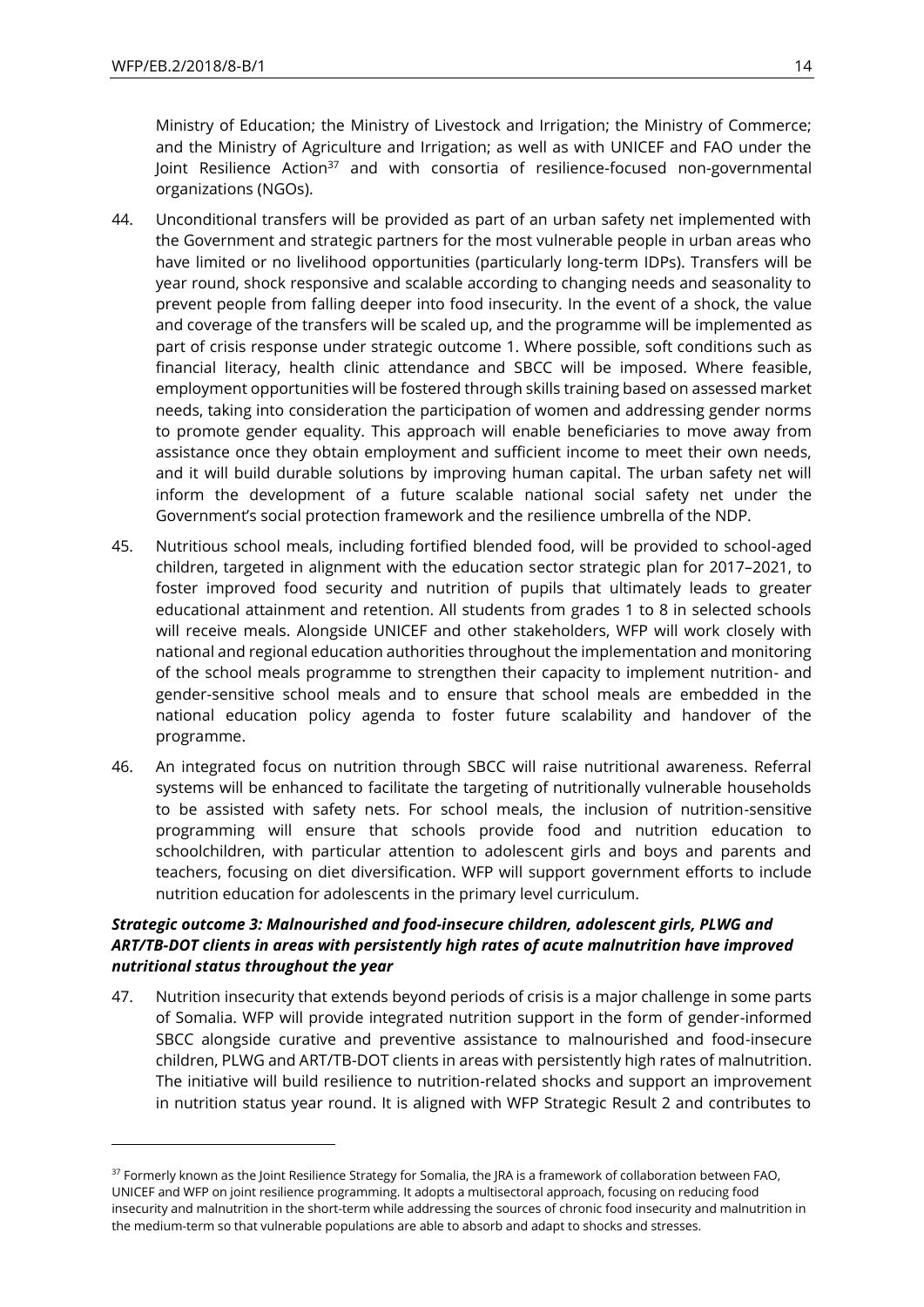Ministry of Education; the Ministry of Livestock and Irrigation; the Ministry of Commerce; and the Ministry of Agriculture and Irrigation; as well as with UNICEF and FAO under the Joint Resilience Action[37] and with consortia of resilience-focused non-governmental organizations (NGOs).

44. Unconditional transfers will be provided as part of an urban safety net implemented with the Government and strategic partners for the most vulnerable people in urban areas who have limited or no livelihood opportunities (particularly long-term IDPs). Transfers will be year round, shock responsive and scalable according to changing needs and seasonality to prevent people from falling deeper into food insecurity. In the event of a shock, the value and coverage of the transfers will be scaled up, and the programme will be implemented as part of crisis response under strategic outcome 1. Where possible, soft conditions such as financial literacy, health clinic attendance and SBCC will be imposed. Where feasible, employment opportunities will be fostered through skills training based on assessed market needs, taking into consideration the participation of women and addressing gender norms to promote gender equality. This approach will enable beneficiaries to move away from assistance once they obtain employment and sufficient income to meet their own needs, and it will build durable solutions by improving human capital. The urban safety net will inform the development of a future scalable national social safety net under the Government's social protection framework and the resilience umbrella of the NDP.

45. Nutritious school meals, including fortified blended food, will be provided to school-aged children, targeted in alignment with the education sector strategic plan for 2017–2021, to foster improved food security and nutrition of pupils that ultimately leads to greater educational attainment and retention. All students from grades 1 to 8 in selected schools will receive meals. Alongside UNICEF and other stakeholders, WFP will work closely with national and regional education authorities throughout the implementation and monitoring of the school meals programme to strengthen their capacity to implement nutrition- and gender-sensitive school meals and to ensure that school meals are embedded in the national education policy agenda to foster future scalability and handover of the programme.

46. An integrated focus on nutrition through SBCC will raise nutritional awareness. Referral systems will be enhanced to facilitate the targeting of nutritionally vulnerable households to be assisted with safety nets. For school meals, the inclusion of nutrition-sensitive programming will ensure that schools provide food and nutrition education to schoolchildren, with particular attention to adolescent girls and boys and parents and teachers, focusing on diet diversification. WFP will support government efforts to include nutrition education for adolescents in the primary level curriculum.

***Strategic outcome 3: Malnourished and food-insecure children, adolescent girls, PLWG and ART/TB-DOT clients in areas with persistently high rates of acute malnutrition have improved nutritional status throughout the year***

47. Nutrition insecurity that extends beyond periods of crisis is a major challenge in some parts of Somalia. WFP will provide integrated nutrition support in the form of gender-informed SBCC alongside curative and preventive assistance to malnourished and food-insecure children, PLWG and ART/TB-DOT clients in areas with persistently high rates of malnutrition. The initiative will build resilience to nutrition-related shocks and support an improvement in nutrition status year round. It is aligned with WFP Strategic Result 2 and contributes to

---

[37] Formerly known as the Joint Resilience Strategy for Somalia, the JRA is a framework of collaboration between FAO, UNICEF and WFP on joint resilience programming. It adopts a multisectoral approach, focusing on reducing food insecurity and malnutrition in the short-term while addressing the sources of chronic food insecurity and malnutrition in the medium-term so that vulnerable populations are able to absorb and adapt to shocks and stresses.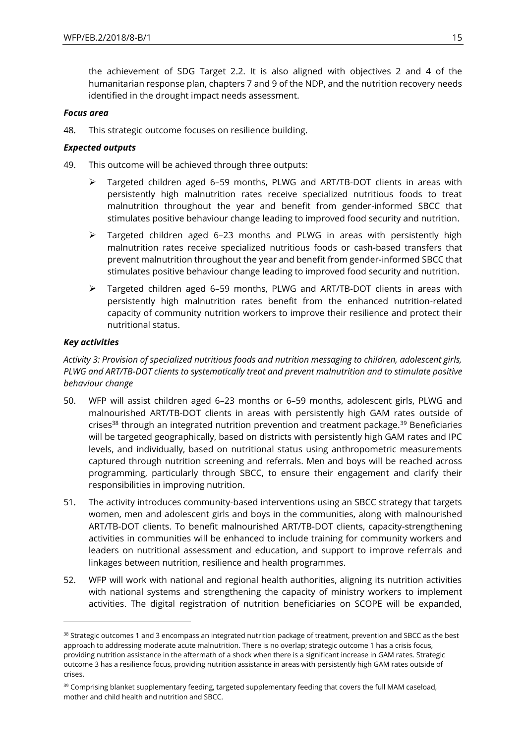the achievement of SDG Target 2.2. It is also aligned with objectives 2 and 4 of the humanitarian response plan, chapters 7 and 9 of the NDP, and the nutrition recovery needs identified in the drought impact needs assessment.

***Focus area***

48. This strategic outcome focuses on resilience building.

***Expected outputs***

49. This outcome will be achieved through three outputs:

    - Targeted children aged 6–59 months, PLWG and ART/TB-DOT clients in areas with persistently high malnutrition rates receive specialized nutritious foods to treat malnutrition throughout the year and benefit from gender-informed SBCC that stimulates positive behaviour change leading to improved food security and nutrition.
    - Targeted children aged 6–23 months and PLWG in areas with persistently high malnutrition rates receive specialized nutritious foods or cash-based transfers that prevent malnutrition throughout the year and benefit from gender-informed SBCC that stimulates positive behaviour change leading to improved food security and nutrition.
    - Targeted children aged 6–59 months, PLWG and ART/TB-DOT clients in areas with persistently high malnutrition rates benefit from the enhanced nutrition-related capacity of community nutrition workers to improve their resilience and protect their nutritional status.

***Key activities***

*Activity 3: Provision of specialized nutritious foods and nutrition messaging to children, adolescent girls, PLWG and ART/TB-DOT clients to systematically treat and prevent malnutrition and to stimulate positive behaviour change*

50. WFP will assist children aged 6–23 months or 6–59 months, adolescent girls, PLWG and malnourished ART/TB-DOT clients in areas with persistently high GAM rates outside of crises[38] through an integrated nutrition prevention and treatment package.[39] Beneficiaries will be targeted geographically, based on districts with persistently high GAM rates and IPC levels, and individually, based on nutritional status using anthropometric measurements captured through nutrition screening and referrals. Men and boys will be reached across programming, particularly through SBCC, to ensure their engagement and clarify their responsibilities in improving nutrition.

51. The activity introduces community-based interventions using an SBCC strategy that targets women, men and adolescent girls and boys in the communities, along with malnourished ART/TB-DOT clients. To benefit malnourished ART/TB-DOT clients, capacity-strengthening activities in communities will be enhanced to include training for community workers and leaders on nutritional assessment and education, and support to improve referrals and linkages between nutrition, resilience and health programmes.

52. WFP will work with national and regional health authorities, aligning its nutrition activities with national systems and strengthening the capacity of ministry workers to implement activities. The digital registration of nutrition beneficiaries on SCOPE will be expanded,

---

[38] Strategic outcomes 1 and 3 encompass an integrated nutrition package of treatment, prevention and SBCC as the best approach to addressing moderate acute malnutrition. There is no overlap; strategic outcome 1 has a crisis focus, providing nutrition assistance in the aftermath of a shock when there is a significant increase in GAM rates. Strategic outcome 3 has a resilience focus, providing nutrition assistance in areas with persistently high GAM rates outside of crises.

[39] Comprising blanket supplementary feeding, targeted supplementary feeding that covers the full MAM caseload, mother and child health and nutrition and SBCC.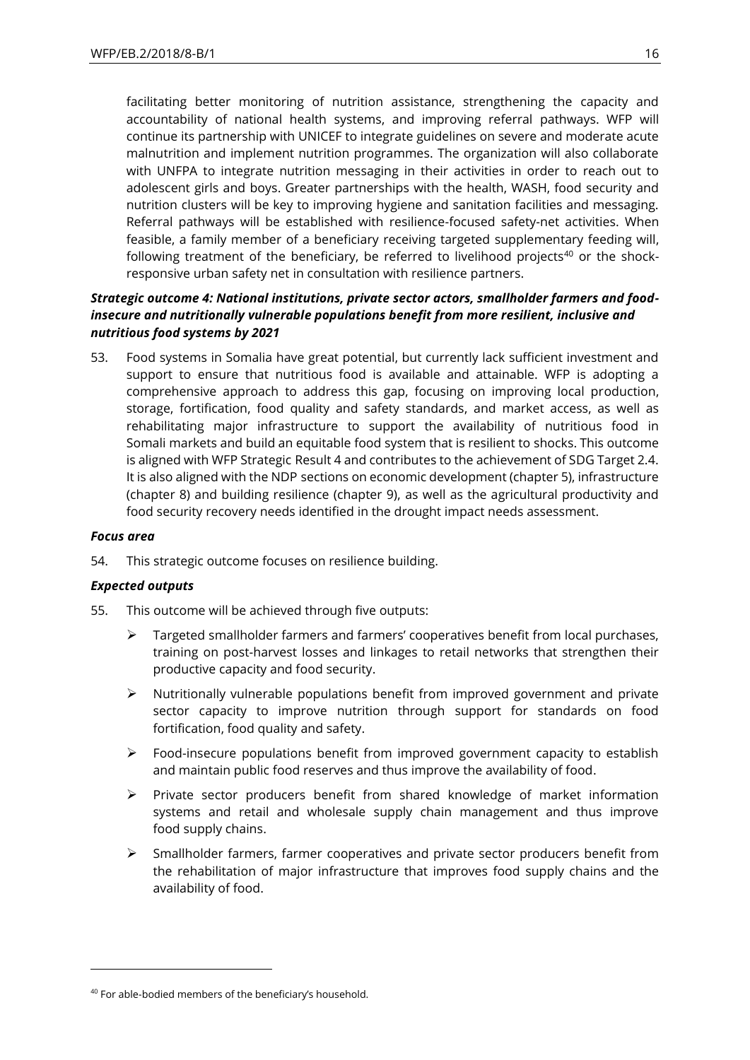facilitating better monitoring of nutrition assistance, strengthening the capacity and accountability of national health systems, and improving referral pathways. WFP will continue its partnership with UNICEF to integrate guidelines on severe and moderate acute malnutrition and implement nutrition programmes. The organization will also collaborate with UNFPA to integrate nutrition messaging in their activities in order to reach out to adolescent girls and boys. Greater partnerships with the health, WASH, food security and nutrition clusters will be key to improving hygiene and sanitation facilities and messaging. Referral pathways will be established with resilience-focused safety-net activities. When feasible, a family member of a beneficiary receiving targeted supplementary feeding will, following treatment of the beneficiary, be referred to livelihood projects[40] or the shock-responsive urban safety net in consultation with resilience partners.

***Strategic outcome 4: National institutions, private sector actors, smallholder farmers and food-insecure and nutritionally vulnerable populations benefit from more resilient, inclusive and nutritious food systems by 2021***

53. Food systems in Somalia have great potential, but currently lack sufficient investment and support to ensure that nutritious food is available and attainable. WFP is adopting a comprehensive approach to address this gap, focusing on improving local production, storage, fortification, food quality and safety standards, and market access, as well as rehabilitating major infrastructure to support the availability of nutritious food in Somali markets and build an equitable food system that is resilient to shocks. This outcome is aligned with WFP Strategic Result 4 and contributes to the achievement of SDG Target 2.4. It is also aligned with the NDP sections on economic development (chapter 5), infrastructure (chapter 8) and building resilience (chapter 9), as well as the agricultural productivity and food security recovery needs identified in the drought impact needs assessment.

***Focus area***

54. This strategic outcome focuses on resilience building.

***Expected outputs***

55. This outcome will be achieved through five outputs:

- Targeted smallholder farmers and farmers' cooperatives benefit from local purchases, training on post-harvest losses and linkages to retail networks that strengthen their productive capacity and food security.
- Nutritionally vulnerable populations benefit from improved government and private sector capacity to improve nutrition through support for standards on food fortification, food quality and safety.
- Food-insecure populations benefit from improved government capacity to establish and maintain public food reserves and thus improve the availability of food.
- Private sector producers benefit from shared knowledge of market information systems and retail and wholesale supply chain management and thus improve food supply chains.
- Smallholder farmers, farmer cooperatives and private sector producers benefit from the rehabilitation of major infrastructure that improves food supply chains and the availability of food.

[40] For able-bodied members of the beneficiary's household.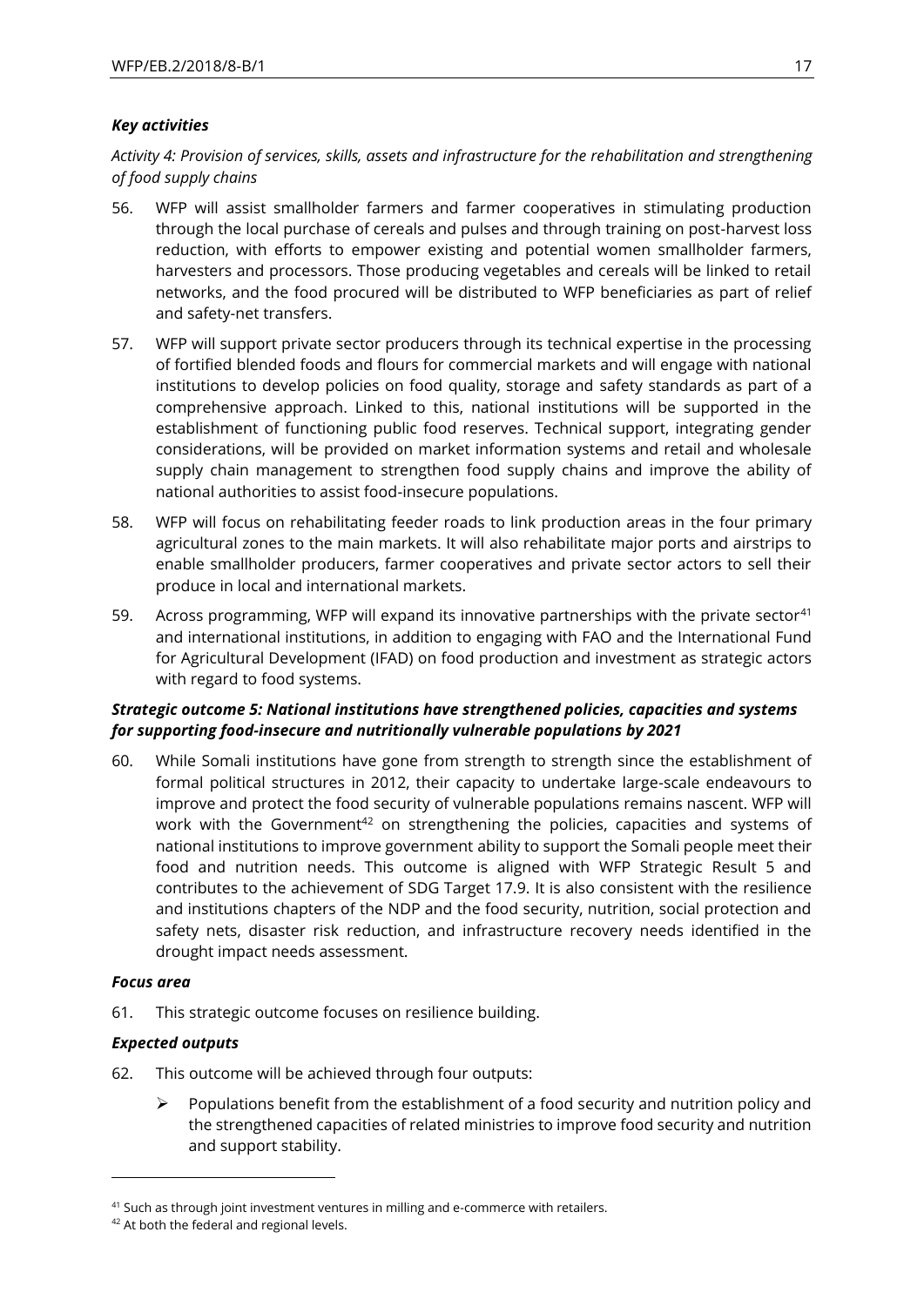***Key activities***

*Activity 4: Provision of services, skills, assets and infrastructure for the rehabilitation and strengthening of food supply chains*

56. WFP will assist smallholder farmers and farmer cooperatives in stimulating production through the local purchase of cereals and pulses and through training on post-harvest loss reduction, with efforts to empower existing and potential women smallholder farmers, harvesters and processors. Those producing vegetables and cereals will be linked to retail networks, and the food procured will be distributed to WFP beneficiaries as part of relief and safety-net transfers.

57. WFP will support private sector producers through its technical expertise in the processing of fortified blended foods and flours for commercial markets and will engage with national institutions to develop policies on food quality, storage and safety standards as part of a comprehensive approach. Linked to this, national institutions will be supported in the establishment of functioning public food reserves. Technical support, integrating gender considerations, will be provided on market information systems and retail and wholesale supply chain management to strengthen food supply chains and improve the ability of national authorities to assist food-insecure populations.

58. WFP will focus on rehabilitating feeder roads to link production areas in the four primary agricultural zones to the main markets. It will also rehabilitate major ports and airstrips to enable smallholder producers, farmer cooperatives and private sector actors to sell their produce in local and international markets.

59. Across programming, WFP will expand its innovative partnerships with the private sector[41] and international institutions, in addition to engaging with FAO and the International Fund for Agricultural Development (IFAD) on food production and investment as strategic actors with regard to food systems.

***Strategic outcome 5: National institutions have strengthened policies, capacities and systems for supporting food-insecure and nutritionally vulnerable populations by 2021***

60. While Somali institutions have gone from strength to strength since the establishment of formal political structures in 2012, their capacity to undertake large-scale endeavours to improve and protect the food security of vulnerable populations remains nascent. WFP will work with the Government[42] on strengthening the policies, capacities and systems of national institutions to improve government ability to support the Somali people meet their food and nutrition needs. This outcome is aligned with WFP Strategic Result 5 and contributes to the achievement of SDG Target 17.9. It is also consistent with the resilience and institutions chapters of the NDP and the food security, nutrition, social protection and safety nets, disaster risk reduction, and infrastructure recovery needs identified in the drought impact needs assessment.

***Focus area***

61. This strategic outcome focuses on resilience building.

***Expected outputs***

62. This outcome will be achieved through four outputs:

- Populations benefit from the establishment of a food security and nutrition policy and the strengthened capacities of related ministries to improve food security and nutrition and support stability.

---

[41] Such as through joint investment ventures in milling and e-commerce with retailers.

[42] At both the federal and regional levels.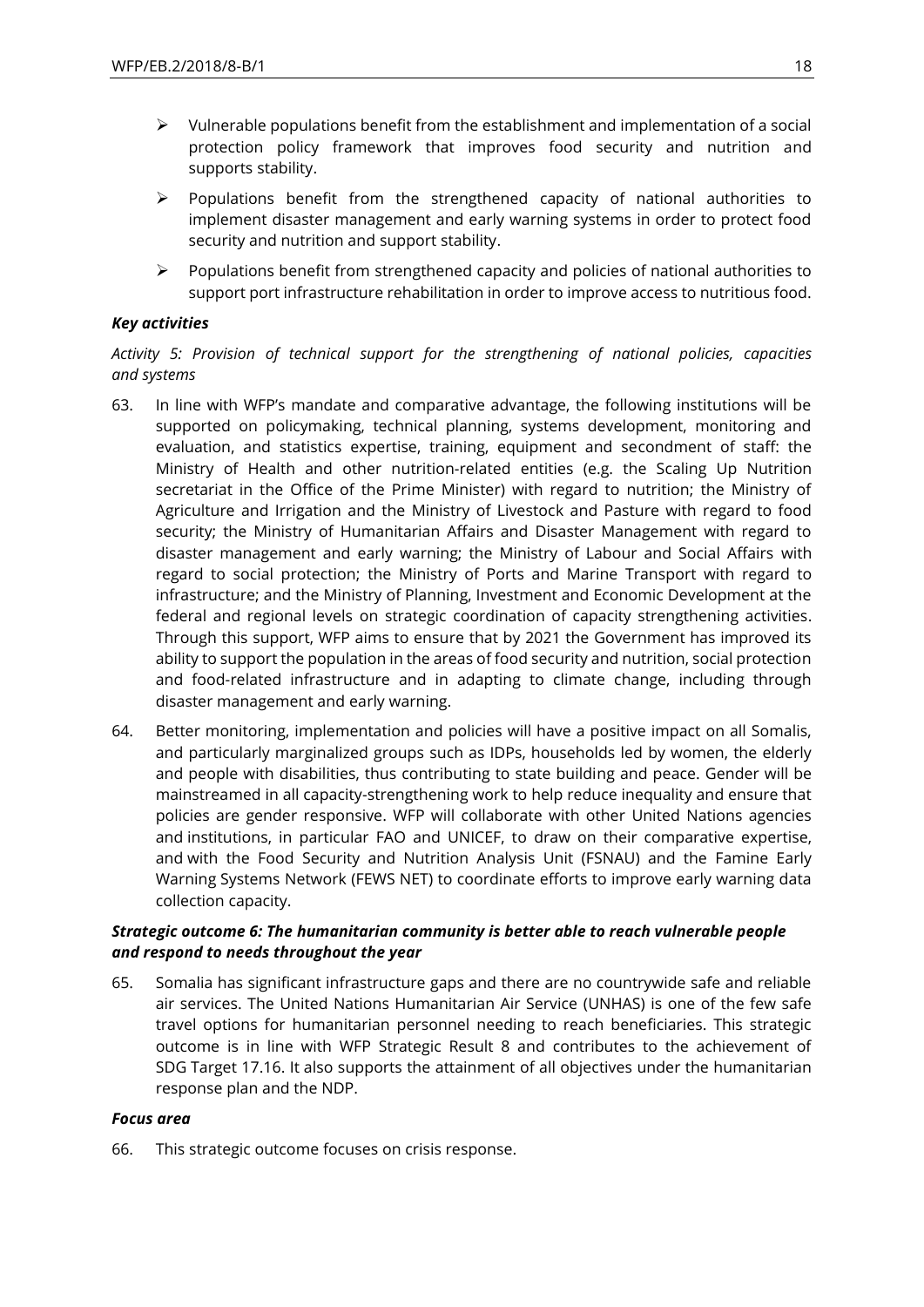- Vulnerable populations benefit from the establishment and implementation of a social protection policy framework that improves food security and nutrition and supports stability.
- Populations benefit from the strengthened capacity of national authorities to implement disaster management and early warning systems in order to protect food security and nutrition and support stability.
- Populations benefit from strengthened capacity and policies of national authorities to support port infrastructure rehabilitation in order to improve access to nutritious food.

***Key activities***

*Activity 5: Provision of technical support for the strengthening of national policies, capacities and systems*

63. In line with WFP's mandate and comparative advantage, the following institutions will be supported on policymaking, technical planning, systems development, monitoring and evaluation, and statistics expertise, training, equipment and secondment of staff: the Ministry of Health and other nutrition-related entities (e.g. the Scaling Up Nutrition secretariat in the Office of the Prime Minister) with regard to nutrition; the Ministry of Agriculture and Irrigation and the Ministry of Livestock and Pasture with regard to food security; the Ministry of Humanitarian Affairs and Disaster Management with regard to disaster management and early warning; the Ministry of Labour and Social Affairs with regard to social protection; the Ministry of Ports and Marine Transport with regard to infrastructure; and the Ministry of Planning, Investment and Economic Development at the federal and regional levels on strategic coordination of capacity strengthening activities. Through this support, WFP aims to ensure that by 2021 the Government has improved its ability to support the population in the areas of food security and nutrition, social protection and food-related infrastructure and in adapting to climate change, including through disaster management and early warning.

64. Better monitoring, implementation and policies will have a positive impact on all Somalis, and particularly marginalized groups such as IDPs, households led by women, the elderly and people with disabilities, thus contributing to state building and peace. Gender will be mainstreamed in all capacity-strengthening work to help reduce inequality and ensure that policies are gender responsive. WFP will collaborate with other United Nations agencies and institutions, in particular FAO and UNICEF, to draw on their comparative expertise, and with the Food Security and Nutrition Analysis Unit (FSNAU) and the Famine Early Warning Systems Network (FEWS NET) to coordinate efforts to improve early warning data collection capacity.

***Strategic outcome 6: The humanitarian community is better able to reach vulnerable people and respond to needs throughout the year***

65. Somalia has significant infrastructure gaps and there are no countrywide safe and reliable air services. The United Nations Humanitarian Air Service (UNHAS) is one of the few safe travel options for humanitarian personnel needing to reach beneficiaries. This strategic outcome is in line with WFP Strategic Result 8 and contributes to the achievement of SDG Target 17.16. It also supports the attainment of all objectives under the humanitarian response plan and the NDP.

***Focus area***

66. This strategic outcome focuses on crisis response.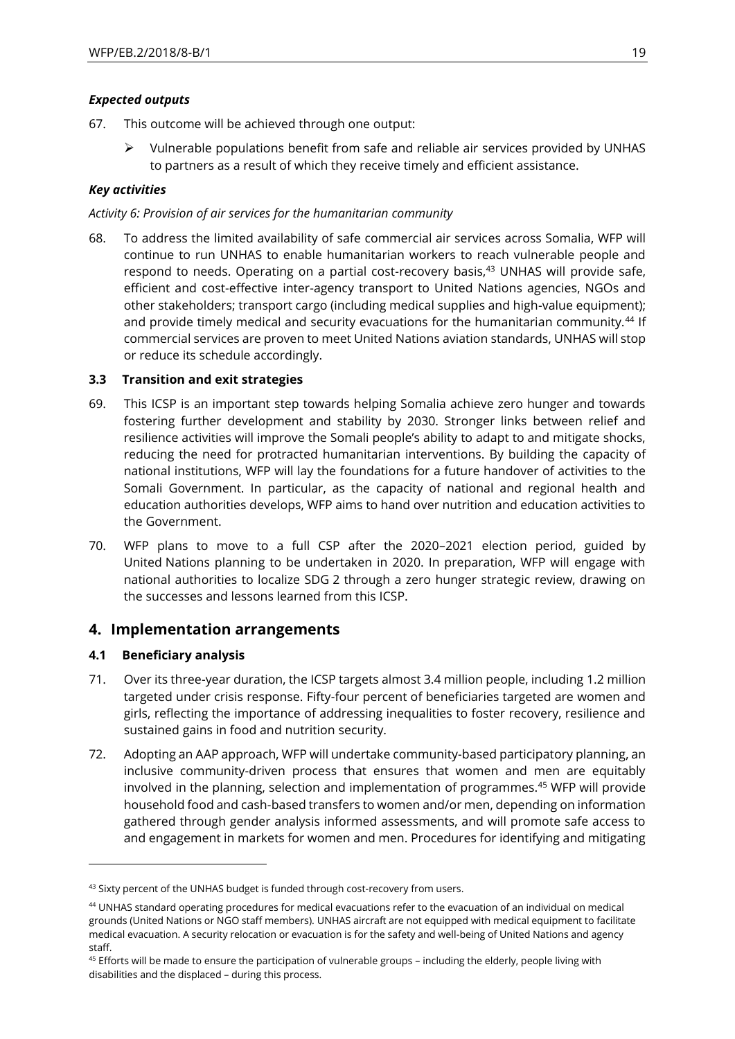### *Expected outputs*

67. This outcome will be achieved through one output:

 ➢ Vulnerable populations benefit from safe and reliable air services provided by UNHAS to partners as a result of which they receive timely and efficient assistance.

### *Key activities*

*Activity 6: Provision of air services for the humanitarian community*

68. To address the limited availability of safe commercial air services across Somalia, WFP will continue to run UNHAS to enable humanitarian workers to reach vulnerable people and respond to needs. Operating on a partial cost-recovery basis,[43] UNHAS will provide safe, efficient and cost-effective inter-agency transport to United Nations agencies, NGOs and other stakeholders; transport cargo (including medical supplies and high-value equipment); and provide timely medical and security evacuations for the humanitarian community.[44] If commercial services are proven to meet United Nations aviation standards, UNHAS will stop or reduce its schedule accordingly.

### 3.3 Transition and exit strategies

69. This ICSP is an important step towards helping Somalia achieve zero hunger and towards fostering further development and stability by 2030. Stronger links between relief and resilience activities will improve the Somali people's ability to adapt to and mitigate shocks, reducing the need for protracted humanitarian interventions. By building the capacity of national institutions, WFP will lay the foundations for a future handover of activities to the Somali Government. In particular, as the capacity of national and regional health and education authorities develops, WFP aims to hand over nutrition and education activities to the Government.

70. WFP plans to move to a full CSP after the 2020–2021 election period, guided by United Nations planning to be undertaken in 2020. In preparation, WFP will engage with national authorities to localize SDG 2 through a zero hunger strategic review, drawing on the successes and lessons learned from this ICSP.

## 4. Implementation arrangements

### 4.1 Beneficiary analysis

71. Over its three-year duration, the ICSP targets almost 3.4 million people, including 1.2 million targeted under crisis response. Fifty-four percent of beneficiaries targeted are women and girls, reflecting the importance of addressing inequalities to foster recovery, resilience and sustained gains in food and nutrition security.

72. Adopting an AAP approach, WFP will undertake community-based participatory planning, an inclusive community-driven process that ensures that women and men are equitably involved in the planning, selection and implementation of programmes.[45] WFP will provide household food and cash-based transfers to women and/or men, depending on information gathered through gender analysis informed assessments, and will promote safe access to and engagement in markets for women and men. Procedures for identifying and mitigating

---

[43] Sixty percent of the UNHAS budget is funded through cost-recovery from users.

[44] UNHAS standard operating procedures for medical evacuations refer to the evacuation of an individual on medical grounds (United Nations or NGO staff members). UNHAS aircraft are not equipped with medical equipment to facilitate medical evacuation. A security relocation or evacuation is for the safety and well-being of United Nations and agency staff.

[45] Efforts will be made to ensure the participation of vulnerable groups – including the elderly, people living with disabilities and the displaced – during this process.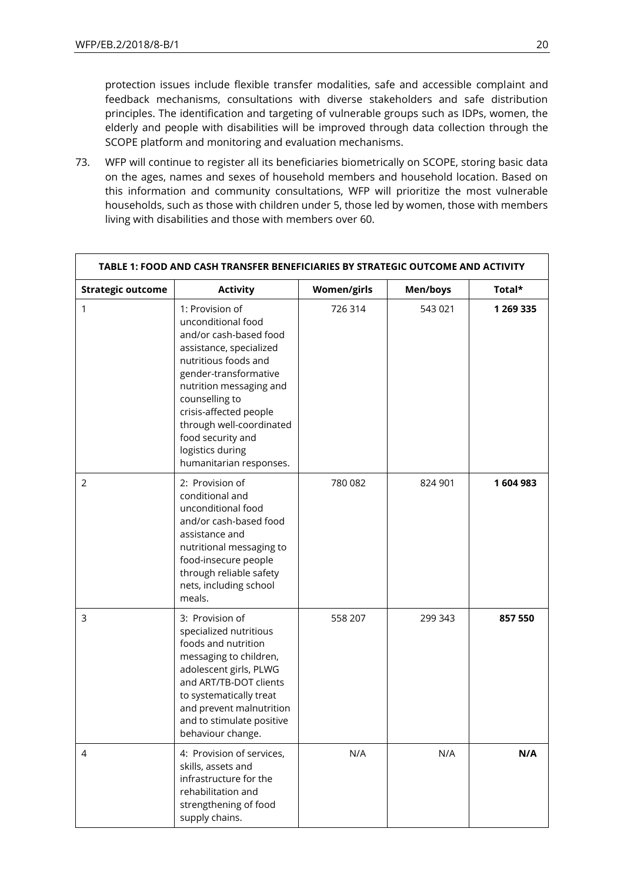protection issues include flexible transfer modalities, safe and accessible complaint and feedback mechanisms, consultations with diverse stakeholders and safe distribution principles. The identification and targeting of vulnerable groups such as IDPs, women, the elderly and people with disabilities will be improved through data collection through the SCOPE platform and monitoring and evaluation mechanisms.

73. WFP will continue to register all its beneficiaries biometrically on SCOPE, storing basic data on the ages, names and sexes of household members and household location. Based on this information and community consultations, WFP will prioritize the most vulnerable households, such as those with children under 5, those led by women, those with members living with disabilities and those with members over 60.

| TABLE 1: FOOD AND CASH TRANSFER BENEFICIARIES BY STRATEGIC OUTCOME AND ACTIVITY | | | | |
|---|---|---|---|---|
| **Strategic outcome** | **Activity** | **Women/girls** | **Men/boys** | **Total*** |
| 1 | 1: Provision of unconditional food and/or cash-based food assistance, specialized nutritious foods and gender-transformative nutrition messaging and counselling to crisis-affected people through well-coordinated food security and logistics during humanitarian responses. | 726 314 | 543 021 | **1 269 335** |
| 2 | 2: Provision of conditional and unconditional food and/or cash-based food assistance and nutritional messaging to food-insecure people through reliable safety nets, including school meals. | 780 082 | 824 901 | **1 604 983** |
| 3 | 3: Provision of specialized nutritious foods and nutrition messaging to children, adolescent girls, PLWG and ART/TB-DOT clients to systematically treat and prevent malnutrition and to stimulate positive behaviour change. | 558 207 | 299 343 | **857 550** |
| 4 | 4: Provision of services, skills, assets and infrastructure for the rehabilitation and strengthening of food supply chains. | N/A | N/A | **N/A** |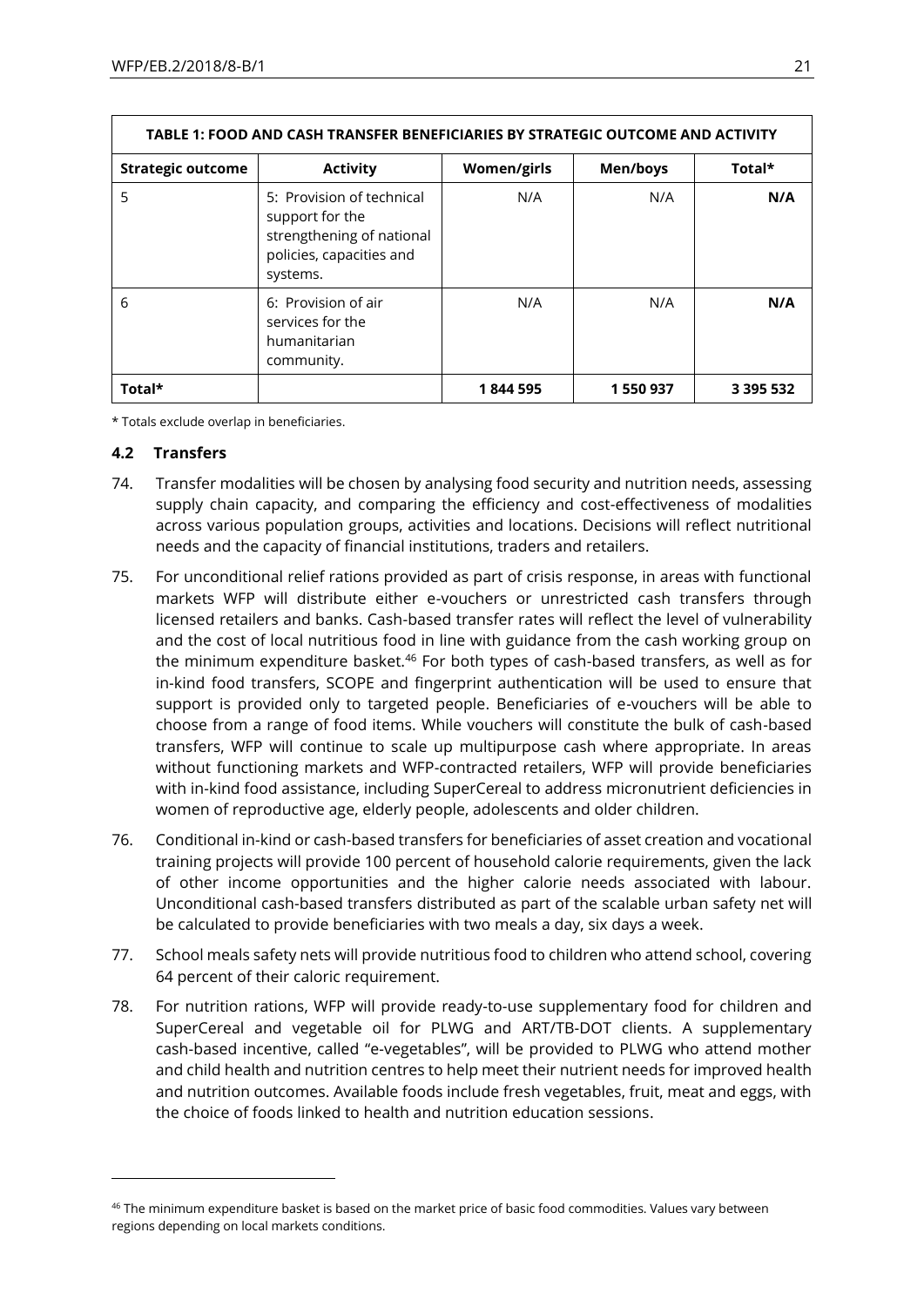| TABLE 1: FOOD AND CASH TRANSFER BENEFICIARIES BY STRATEGIC OUTCOME AND ACTIVITY | | | | |
|---|---|---|---|---|
| **Strategic outcome** | **Activity** | **Women/girls** | **Men/boys** | **Total*** |
| 5 | 5: Provision of technical support for the strengthening of national policies, capacities and systems. | N/A | N/A | **N/A** |
| 6 | 6: Provision of air services for the humanitarian community. | N/A | N/A | **N/A** |
| **Total*** | | **1 844 595** | **1 550 937** | **3 395 532** |

\* Totals exclude overlap in beneficiaries.

### 4.2 Transfers

74. Transfer modalities will be chosen by analysing food security and nutrition needs, assessing supply chain capacity, and comparing the efficiency and cost-effectiveness of modalities across various population groups, activities and locations. Decisions will reflect nutritional needs and the capacity of financial institutions, traders and retailers.

75. For unconditional relief rations provided as part of crisis response, in areas with functional markets WFP will distribute either e-vouchers or unrestricted cash transfers through licensed retailers and banks. Cash-based transfer rates will reflect the level of vulnerability and the cost of local nutritious food in line with guidance from the cash working group on the minimum expenditure basket.[46] For both types of cash-based transfers, as well as for in-kind food transfers, SCOPE and fingerprint authentication will be used to ensure that support is provided only to targeted people. Beneficiaries of e-vouchers will be able to choose from a range of food items. While vouchers will constitute the bulk of cash-based transfers, WFP will continue to scale up multipurpose cash where appropriate. In areas without functioning markets and WFP-contracted retailers, WFP will provide beneficiaries with in-kind food assistance, including SuperCereal to address micronutrient deficiencies in women of reproductive age, elderly people, adolescents and older children.

76. Conditional in-kind or cash-based transfers for beneficiaries of asset creation and vocational training projects will provide 100 percent of household calorie requirements, given the lack of other income opportunities and the higher calorie needs associated with labour. Unconditional cash-based transfers distributed as part of the scalable urban safety net will be calculated to provide beneficiaries with two meals a day, six days a week.

77. School meals safety nets will provide nutritious food to children who attend school, covering 64 percent of their caloric requirement.

78. For nutrition rations, WFP will provide ready-to-use supplementary food for children and SuperCereal and vegetable oil for PLWG and ART/TB-DOT clients. A supplementary cash-based incentive, called "e-vegetables", will be provided to PLWG who attend mother and child health and nutrition centres to help meet their nutrient needs for improved health and nutrition outcomes. Available foods include fresh vegetables, fruit, meat and eggs, with the choice of foods linked to health and nutrition education sessions.

[46] The minimum expenditure basket is based on the market price of basic food commodities. Values vary between regions depending on local markets conditions.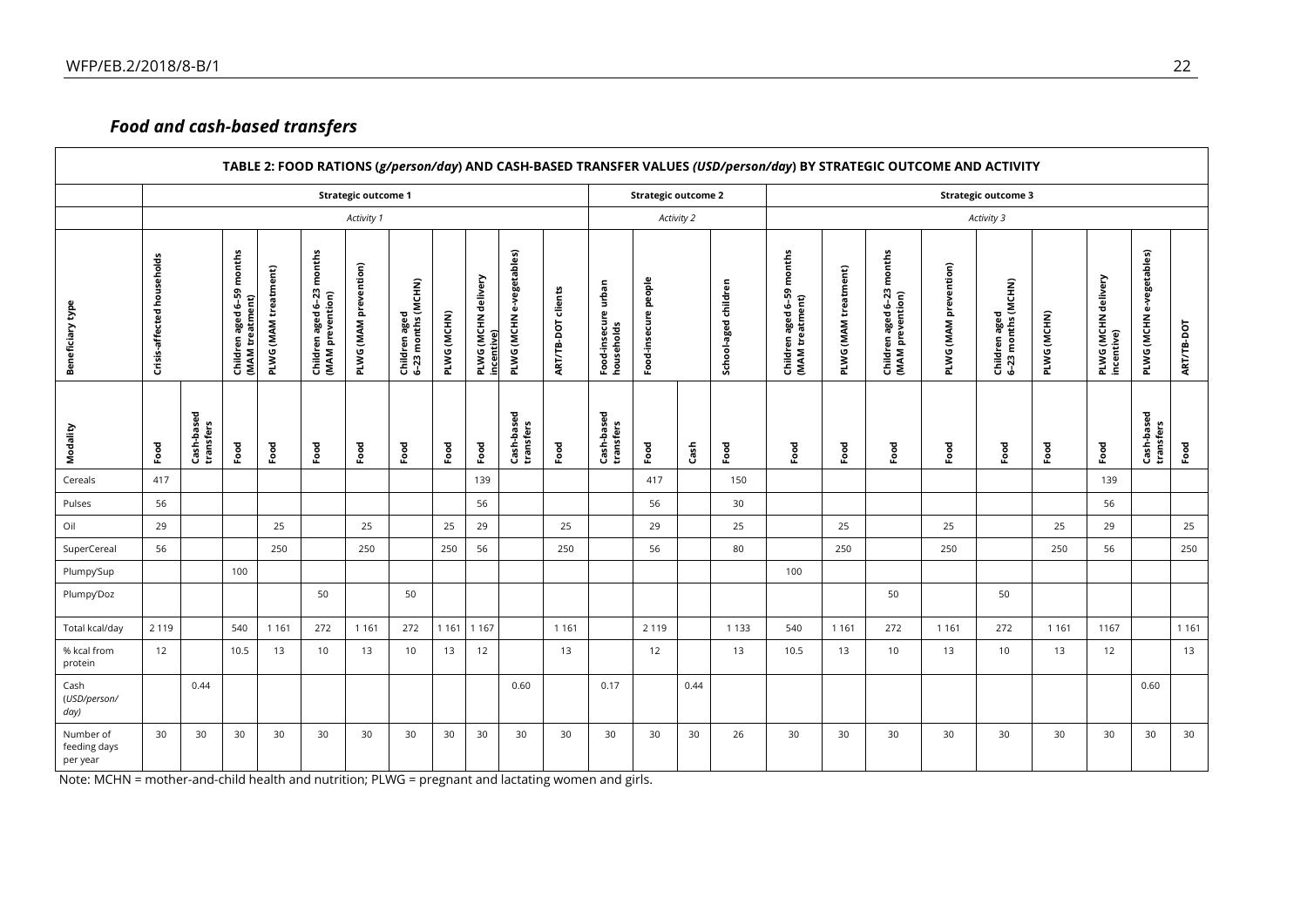## *Food and cash-based transfers*

| TABLE 2: FOOD RATIONS (*g/person/day*) AND CASH-BASED TRANSFER VALUES *(USD/person/day*) BY STRATEGIC OUTCOME AND ACTIVITY | | | | | | | | | | | | | | | | | | | | | | | | |
|---|---|---|---|---|---|---|---|---|---|---|---|---|---|---|---|---|---|---|---|---|---|---|---|---|
| | **Strategic outcome 1** | | | | | | | | | | | **Strategic outcome 2** | | | | **Strategic outcome 3** | | | | | | | | |
| | *Activity 1* | | | | | | | | | | | *Activity 2* | | | | *Activity 3* | | | | | | | | |
| **Beneficiary type** | **Crisis-affected households** | | **Children aged 6–59 months (MAM treatment)** | **PLWG (MAM treatment)** | **Children aged 6–23 months (MAM prevention)** | **PLWG (MAM prevention)** | **Children aged 6–23 months (MCHN)** | **PLWG (MCHN)** | **PLWG (MCHN delivery incentive)** | **PLWG (MCHN e-vegetables)** | **ART/TB-DOT clients** | **Food-insecure urban households** | **Food-insecure people** | | **School-aged children** | **Children aged 6–59 months (MAM treatment)** | **PLWG (MAM treatment)** | **Children aged 6–23 months (MAM prevention)** | **PLWG (MAM prevention)** | **Children aged 6–23 months (MCHN)** | **PLWG (MCHN)** | **PLWG (MCHN delivery incentive)** | **PLWG (MCHN e-vegetables)** | **ART/TB-DOT** |
| **Modality** | **Food** | **Cash-based transfers** | **Food** | **Food** | **Food** | **Food** | **Food** | **Food** | **Food** | **Cash-based transfers** | **Food** | **Cash-based transfers** | **Food** | **Cash** | **Food** | **Food** | **Food** | **Food** | **Food** | **Food** | **Food** | **Food** | **Cash-based transfers** | **Food** |
| Cereals | 417 | | | | | | | | 139 | | | | 417 | | 150 | | | | | | | 139 | | |
| Pulses | 56 | | | | | | | | 56 | | | | 56 | | 30 | | | | | | | 56 | | |
| Oil | 29 | | | 25 | | 25 | | 25 | 29 | | 25 | | 29 | | 25 | | 25 | | 25 | | 25 | 29 | | 25 |
| SuperCereal | 56 | | | 250 | | 250 | | 250 | 56 | | 250 | | 56 | | 80 | | 250 | | 250 | | 250 | 56 | | 250 |
| Plumpy'Sup | | | 100 | | | | | | | | | | | | | 100 | | | | | | | | |
| Plumpy'Doz | | | | | 50 | | 50 | | | | | | | | | | | 50 | | 50 | | | | |
| Total kcal/day | 2 119 | | 540 | 1 161 | 272 | 1 161 | 272 | 1 161 | 1 167 | | 1 161 | | 2 119 | | 1 133 | 540 | 1 161 | 272 | 1 161 | 272 | 1 161 | 1167 | | 1 161 |
| % kcal from protein | 12 | | 10.5 | 13 | 10 | 13 | 10 | 13 | 12 | | 13 | | 12 | | 13 | 10.5 | 13 | 10 | 13 | 10 | 13 | 12 | | 13 |
| Cash (*USD/person/ day*) | | 0.44 | | | | | | | | 0.60 | | 0.17 | | 0.44 | | | | | | | | | 0.60 | |
| Number of feeding days per year | 30 | 30 | 30 | 30 | 30 | 30 | 30 | 30 | 30 | 30 | 30 | 30 | 30 | 30 | 26 | 30 | 30 | 30 | 30 | 30 | 30 | 30 | 30 | 30 |

Note: MCHN = mother-and-child health and nutrition; PLWG = pregnant and lactating women and girls.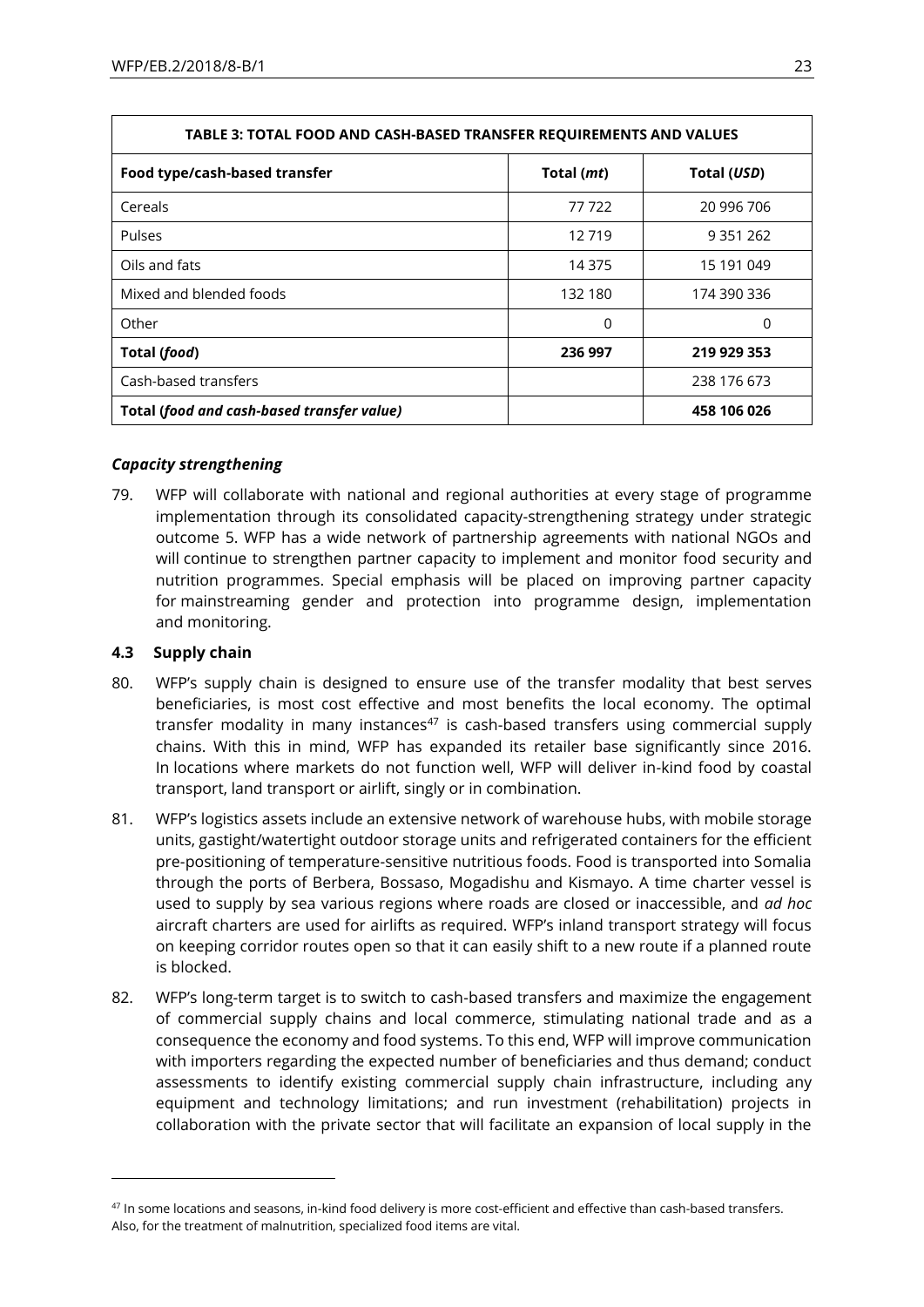| TABLE 3: TOTAL FOOD AND CASH-BASED TRANSFER REQUIREMENTS AND VALUES | | |
|---|---|---|
| **Food type/cash-based transfer** | **Total (*mt*)** | **Total (*USD*)** |
| Cereals | 77 722 | 20 996 706 |
| Pulses | 12 719 | 9 351 262 |
| Oils and fats | 14 375 | 15 191 049 |
| Mixed and blended foods | 132 180 | 174 390 336 |
| Other | 0 | 0 |
| **Total (*food*)** | **236 997** | **219 929 353** |
| Cash-based transfers | | 238 176 673 |
| **Total (*food and cash-based transfer value*)** | | **458 106 026** |

### *Capacity strengthening*

79. WFP will collaborate with national and regional authorities at every stage of programme implementation through its consolidated capacity-strengthening strategy under strategic outcome 5. WFP has a wide network of partnership agreements with national NGOs and will continue to strengthen partner capacity to implement and monitor food security and nutrition programmes. Special emphasis will be placed on improving partner capacity for mainstreaming gender and protection into programme design, implementation and monitoring.

### 4.3 Supply chain

80. WFP's supply chain is designed to ensure use of the transfer modality that best serves beneficiaries, is most cost effective and most benefits the local economy. The optimal transfer modality in many instances[47] is cash-based transfers using commercial supply chains. With this in mind, WFP has expanded its retailer base significantly since 2016. In locations where markets do not function well, WFP will deliver in-kind food by coastal transport, land transport or airlift, singly or in combination.

81. WFP's logistics assets include an extensive network of warehouse hubs, with mobile storage units, gastight/watertight outdoor storage units and refrigerated containers for the efficient pre-positioning of temperature-sensitive nutritious foods. Food is transported into Somalia through the ports of Berbera, Bossaso, Mogadishu and Kismayo. A time charter vessel is used to supply by sea various regions where roads are closed or inaccessible, and *ad hoc* aircraft charters are used for airlifts as required. WFP's inland transport strategy will focus on keeping corridor routes open so that it can easily shift to a new route if a planned route is blocked.

82. WFP's long-term target is to switch to cash-based transfers and maximize the engagement of commercial supply chains and local commerce, stimulating national trade and as a consequence the economy and food systems. To this end, WFP will improve communication with importers regarding the expected number of beneficiaries and thus demand; conduct assessments to identify existing commercial supply chain infrastructure, including any equipment and technology limitations; and run investment (rehabilitation) projects in collaboration with the private sector that will facilitate an expansion of local supply in the

---

[47] In some locations and seasons, in-kind food delivery is more cost-efficient and effective than cash-based transfers. Also, for the treatment of malnutrition, specialized food items are vital.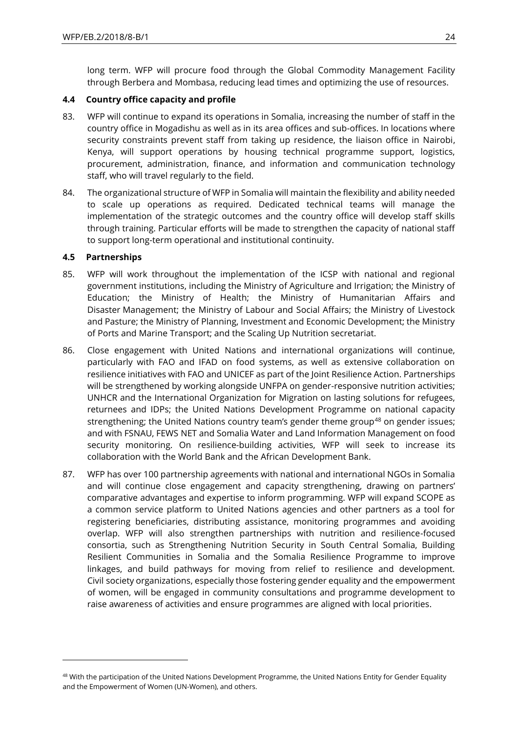long term. WFP will procure food through the Global Commodity Management Facility through Berbera and Mombasa, reducing lead times and optimizing the use of resources.

### 4.4 Country office capacity and profile

83. WFP will continue to expand its operations in Somalia, increasing the number of staff in the country office in Mogadishu as well as in its area offices and sub-offices. In locations where security constraints prevent staff from taking up residence, the liaison office in Nairobi, Kenya, will support operations by housing technical programme support, logistics, procurement, administration, finance, and information and communication technology staff, who will travel regularly to the field.

84. The organizational structure of WFP in Somalia will maintain the flexibility and ability needed to scale up operations as required. Dedicated technical teams will manage the implementation of the strategic outcomes and the country office will develop staff skills through training. Particular efforts will be made to strengthen the capacity of national staff to support long-term operational and institutional continuity.

### 4.5 Partnerships

85. WFP will work throughout the implementation of the ICSP with national and regional government institutions, including the Ministry of Agriculture and Irrigation; the Ministry of Education; the Ministry of Health; the Ministry of Humanitarian Affairs and Disaster Management; the Ministry of Labour and Social Affairs; the Ministry of Livestock and Pasture; the Ministry of Planning, Investment and Economic Development; the Ministry of Ports and Marine Transport; and the Scaling Up Nutrition secretariat.

86. Close engagement with United Nations and international organizations will continue, particularly with FAO and IFAD on food systems, as well as extensive collaboration on resilience initiatives with FAO and UNICEF as part of the Joint Resilience Action. Partnerships will be strengthened by working alongside UNFPA on gender-responsive nutrition activities; UNHCR and the International Organization for Migration on lasting solutions for refugees, returnees and IDPs; the United Nations Development Programme on national capacity strengthening; the United Nations country team's gender theme group[48] on gender issues; and with FSNAU, FEWS NET and Somalia Water and Land Information Management on food security monitoring. On resilience-building activities, WFP will seek to increase its collaboration with the World Bank and the African Development Bank.

87. WFP has over 100 partnership agreements with national and international NGOs in Somalia and will continue close engagement and capacity strengthening, drawing on partners' comparative advantages and expertise to inform programming. WFP will expand SCOPE as a common service platform to United Nations agencies and other partners as a tool for registering beneficiaries, distributing assistance, monitoring programmes and avoiding overlap. WFP will also strengthen partnerships with nutrition and resilience-focused consortia, such as Strengthening Nutrition Security in South Central Somalia, Building Resilient Communities in Somalia and the Somalia Resilience Programme to improve linkages, and build pathways for moving from relief to resilience and development. Civil society organizations, especially those fostering gender equality and the empowerment of women, will be engaged in community consultations and programme development to raise awareness of activities and ensure programmes are aligned with local priorities.

---

[48] With the participation of the United Nations Development Programme, the United Nations Entity for Gender Equality and the Empowerment of Women (UN-Women), and others.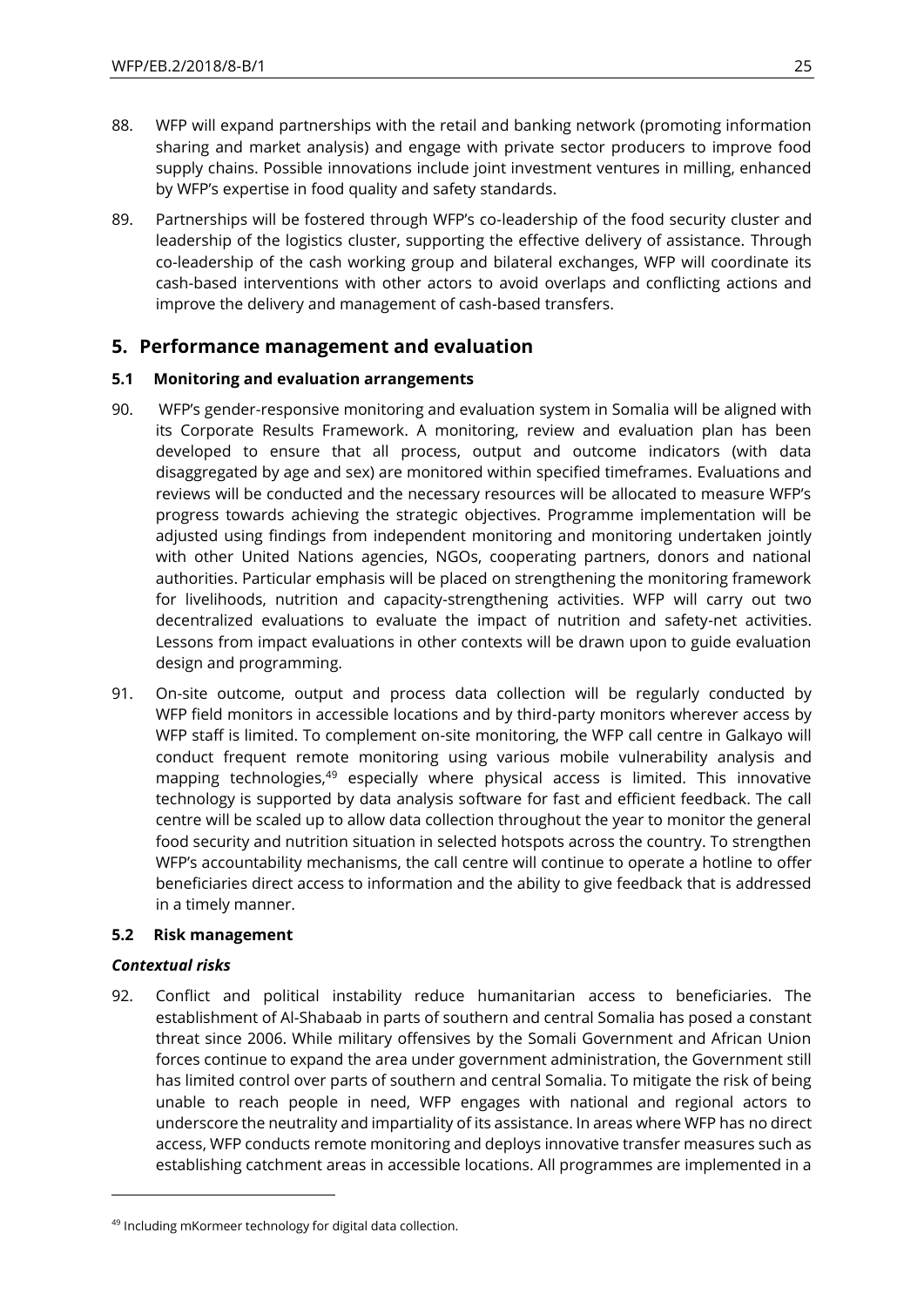88. WFP will expand partnerships with the retail and banking network (promoting information sharing and market analysis) and engage with private sector producers to improve food supply chains. Possible innovations include joint investment ventures in milling, enhanced by WFP's expertise in food quality and safety standards.

89. Partnerships will be fostered through WFP's co-leadership of the food security cluster and leadership of the logistics cluster, supporting the effective delivery of assistance. Through co-leadership of the cash working group and bilateral exchanges, WFP will coordinate its cash-based interventions with other actors to avoid overlaps and conflicting actions and improve the delivery and management of cash-based transfers.

## 5. Performance management and evaluation

### 5.1 Monitoring and evaluation arrangements

90. WFP's gender-responsive monitoring and evaluation system in Somalia will be aligned with its Corporate Results Framework. A monitoring, review and evaluation plan has been developed to ensure that all process, output and outcome indicators (with data disaggregated by age and sex) are monitored within specified timeframes. Evaluations and reviews will be conducted and the necessary resources will be allocated to measure WFP's progress towards achieving the strategic objectives. Programme implementation will be adjusted using findings from independent monitoring and monitoring undertaken jointly with other United Nations agencies, NGOs, cooperating partners, donors and national authorities. Particular emphasis will be placed on strengthening the monitoring framework for livelihoods, nutrition and capacity-strengthening activities. WFP will carry out two decentralized evaluations to evaluate the impact of nutrition and safety-net activities. Lessons from impact evaluations in other contexts will be drawn upon to guide evaluation design and programming.

91. On-site outcome, output and process data collection will be regularly conducted by WFP field monitors in accessible locations and by third-party monitors wherever access by WFP staff is limited. To complement on-site monitoring, the WFP call centre in Galkayo will conduct frequent remote monitoring using various mobile vulnerability analysis and mapping technologies,[49] especially where physical access is limited. This innovative technology is supported by data analysis software for fast and efficient feedback. The call centre will be scaled up to allow data collection throughout the year to monitor the general food security and nutrition situation in selected hotspots across the country. To strengthen WFP's accountability mechanisms, the call centre will continue to operate a hotline to offer beneficiaries direct access to information and the ability to give feedback that is addressed in a timely manner.

### 5.2 Risk management

***Contextual risks***

92. Conflict and political instability reduce humanitarian access to beneficiaries. The establishment of Al-Shabaab in parts of southern and central Somalia has posed a constant threat since 2006. While military offensives by the Somali Government and African Union forces continue to expand the area under government administration, the Government still has limited control over parts of southern and central Somalia. To mitigate the risk of being unable to reach people in need, WFP engages with national and regional actors to underscore the neutrality and impartiality of its assistance. In areas where WFP has no direct access, WFP conducts remote monitoring and deploys innovative transfer measures such as establishing catchment areas in accessible locations. All programmes are implemented in a

[49] Including mKormeer technology for digital data collection.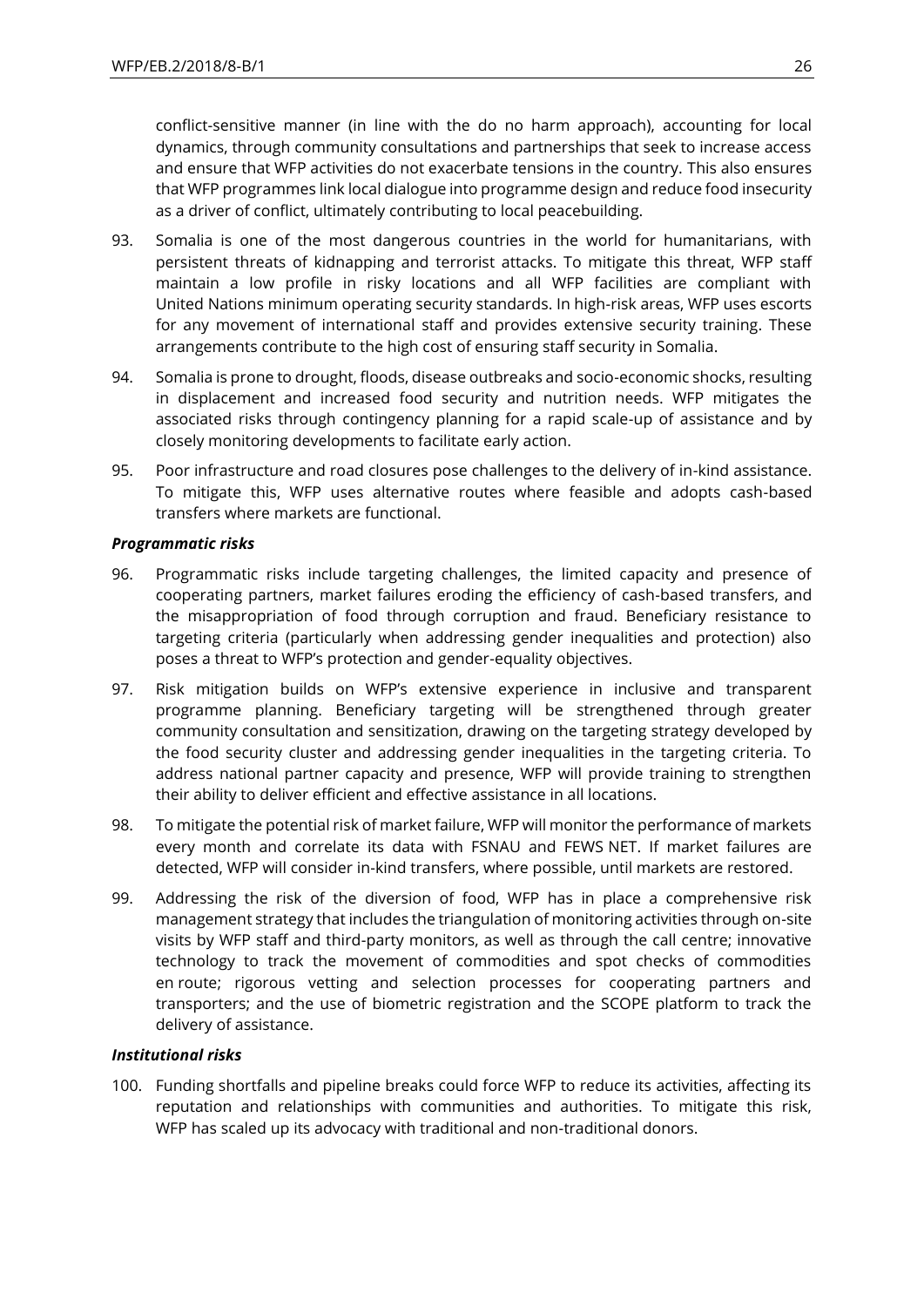conflict-sensitive manner (in line with the do no harm approach), accounting for local dynamics, through community consultations and partnerships that seek to increase access and ensure that WFP activities do not exacerbate tensions in the country. This also ensures that WFP programmes link local dialogue into programme design and reduce food insecurity as a driver of conflict, ultimately contributing to local peacebuilding.

93. Somalia is one of the most dangerous countries in the world for humanitarians, with persistent threats of kidnapping and terrorist attacks. To mitigate this threat, WFP staff maintain a low profile in risky locations and all WFP facilities are compliant with United Nations minimum operating security standards. In high-risk areas, WFP uses escorts for any movement of international staff and provides extensive security training. These arrangements contribute to the high cost of ensuring staff security in Somalia.

94. Somalia is prone to drought, floods, disease outbreaks and socio-economic shocks, resulting in displacement and increased food security and nutrition needs. WFP mitigates the associated risks through contingency planning for a rapid scale-up of assistance and by closely monitoring developments to facilitate early action.

95. Poor infrastructure and road closures pose challenges to the delivery of in-kind assistance. To mitigate this, WFP uses alternative routes where feasible and adopts cash-based transfers where markets are functional.

***Programmatic risks***

96. Programmatic risks include targeting challenges, the limited capacity and presence of cooperating partners, market failures eroding the efficiency of cash-based transfers, and the misappropriation of food through corruption and fraud. Beneficiary resistance to targeting criteria (particularly when addressing gender inequalities and protection) also poses a threat to WFP's protection and gender-equality objectives.

97. Risk mitigation builds on WFP's extensive experience in inclusive and transparent programme planning. Beneficiary targeting will be strengthened through greater community consultation and sensitization, drawing on the targeting strategy developed by the food security cluster and addressing gender inequalities in the targeting criteria. To address national partner capacity and presence, WFP will provide training to strengthen their ability to deliver efficient and effective assistance in all locations.

98. To mitigate the potential risk of market failure, WFP will monitor the performance of markets every month and correlate its data with FSNAU and FEWS NET. If market failures are detected, WFP will consider in-kind transfers, where possible, until markets are restored.

99. Addressing the risk of the diversion of food, WFP has in place a comprehensive risk management strategy that includes the triangulation of monitoring activities through on-site visits by WFP staff and third-party monitors, as well as through the call centre; innovative technology to track the movement of commodities and spot checks of commodities en route; rigorous vetting and selection processes for cooperating partners and transporters; and the use of biometric registration and the SCOPE platform to track the delivery of assistance.

***Institutional risks***

100. Funding shortfalls and pipeline breaks could force WFP to reduce its activities, affecting its reputation and relationships with communities and authorities. To mitigate this risk, WFP has scaled up its advocacy with traditional and non-traditional donors.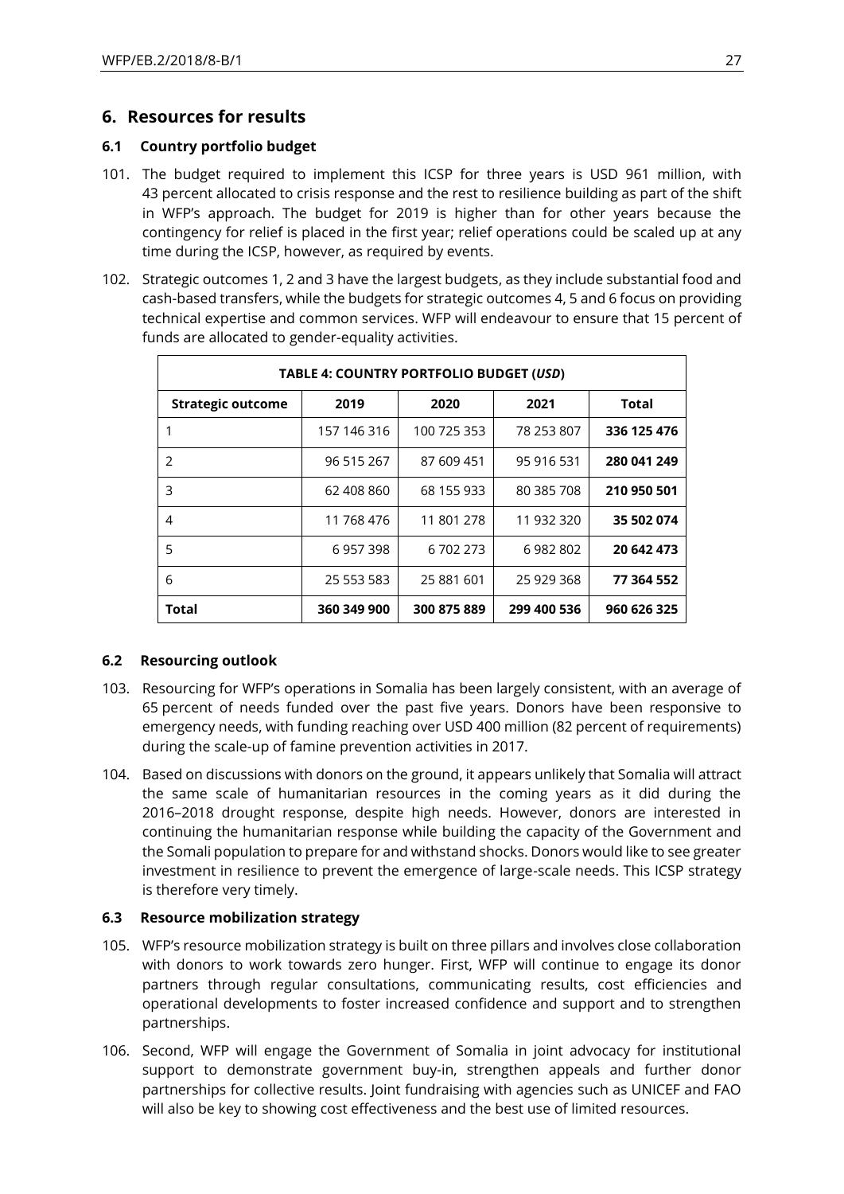# 6. Resources for results

### 6.1 Country portfolio budget

101. The budget required to implement this ICSP for three years is USD 961 million, with 43 percent allocated to crisis response and the rest to resilience building as part of the shift in WFP's approach. The budget for 2019 is higher than for other years because the contingency for relief is placed in the first year; relief operations could be scaled up at any time during the ICSP, however, as required by events.

102. Strategic outcomes 1, 2 and 3 have the largest budgets, as they include substantial food and cash-based transfers, while the budgets for strategic outcomes 4, 5 and 6 focus on providing technical expertise and common services. WFP will endeavour to ensure that 15 percent of funds are allocated to gender-equality activities.

| TABLE 4: COUNTRY PORTFOLIO BUDGET (*USD*) | | | | |
|---|---|---|---|---|
| **Strategic outcome** | **2019** | **2020** | **2021** | **Total** |
| 1 | 157 146 316 | 100 725 353 | 78 253 807 | **336 125 476** |
| 2 | 96 515 267 | 87 609 451 | 95 916 531 | **280 041 249** |
| 3 | 62 408 860 | 68 155 933 | 80 385 708 | **210 950 501** |
| 4 | 11 768 476 | 11 801 278 | 11 932 320 | **35 502 074** |
| 5 | 6 957 398 | 6 702 273 | 6 982 802 | **20 642 473** |
| 6 | 25 553 583 | 25 881 601 | 25 929 368 | **77 364 552** |
| **Total** | **360 349 900** | **300 875 889** | **299 400 536** | **960 626 325** |

### 6.2 Resourcing outlook

103. Resourcing for WFP's operations in Somalia has been largely consistent, with an average of 65 percent of needs funded over the past five years. Donors have been responsive to emergency needs, with funding reaching over USD 400 million (82 percent of requirements) during the scale-up of famine prevention activities in 2017.

104. Based on discussions with donors on the ground, it appears unlikely that Somalia will attract the same scale of humanitarian resources in the coming years as it did during the 2016–2018 drought response, despite high needs. However, donors are interested in continuing the humanitarian response while building the capacity of the Government and the Somali population to prepare for and withstand shocks. Donors would like to see greater investment in resilience to prevent the emergence of large-scale needs. This ICSP strategy is therefore very timely.

### 6.3 Resource mobilization strategy

105. WFP's resource mobilization strategy is built on three pillars and involves close collaboration with donors to work towards zero hunger. First, WFP will continue to engage its donor partners through regular consultations, communicating results, cost efficiencies and operational developments to foster increased confidence and support and to strengthen partnerships.

106. Second, WFP will engage the Government of Somalia in joint advocacy for institutional support to demonstrate government buy-in, strengthen appeals and further donor partnerships for collective results. Joint fundraising with agencies such as UNICEF and FAO will also be key to showing cost effectiveness and the best use of limited resources.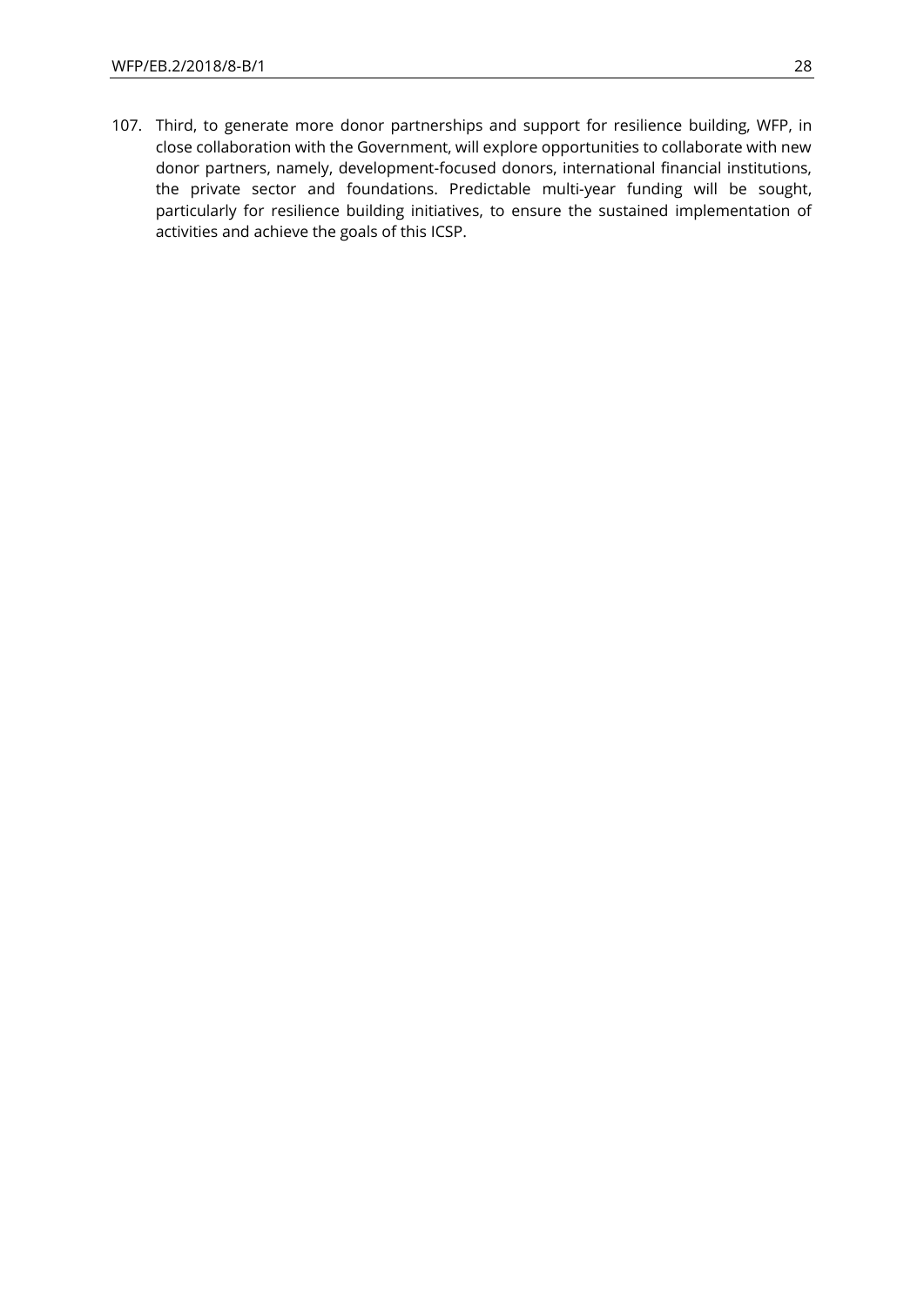107. Third, to generate more donor partnerships and support for resilience building, WFP, in close collaboration with the Government, will explore opportunities to collaborate with new donor partners, namely, development-focused donors, international financial institutions, the private sector and foundations. Predictable multi-year funding will be sought, particularly for resilience building initiatives, to ensure the sustained implementation of activities and achieve the goals of this ICSP.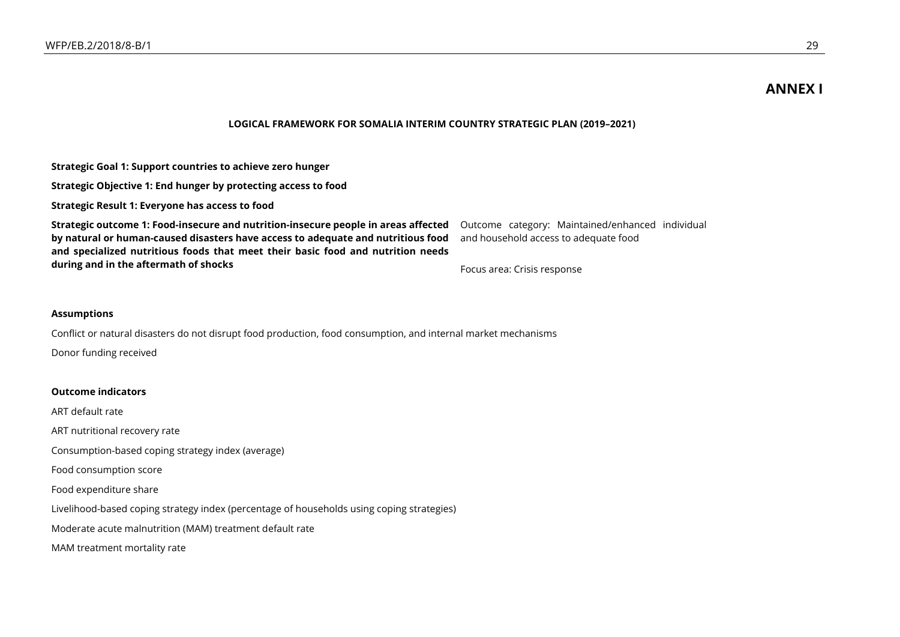# ANNEX I

**LOGICAL FRAMEWORK FOR SOMALIA INTERIM COUNTRY STRATEGIC PLAN (2019–2021)**

**Strategic Goal 1: Support countries to achieve zero hunger**

**Strategic Objective 1: End hunger by protecting access to food**

**Strategic Result 1: Everyone has access to food**

**Strategic outcome 1: Food-insecure and nutrition-insecure people in areas affected by natural or human-caused disasters have access to adequate and nutritious food and specialized nutritious foods that meet their basic food and nutrition needs during and in the aftermath of shocks**

Outcome category: Maintained/enhanced individual and household access to adequate food

Focus area: Crisis response

**Assumptions**

Conflict or natural disasters do not disrupt food production, food consumption, and internal market mechanisms

Donor funding received

**Outcome indicators**

ART default rate

ART nutritional recovery rate

Consumption-based coping strategy index (average)

Food consumption score

Food expenditure share

Livelihood-based coping strategy index (percentage of households using coping strategies)

Moderate acute malnutrition (MAM) treatment default rate

MAM treatment mortality rate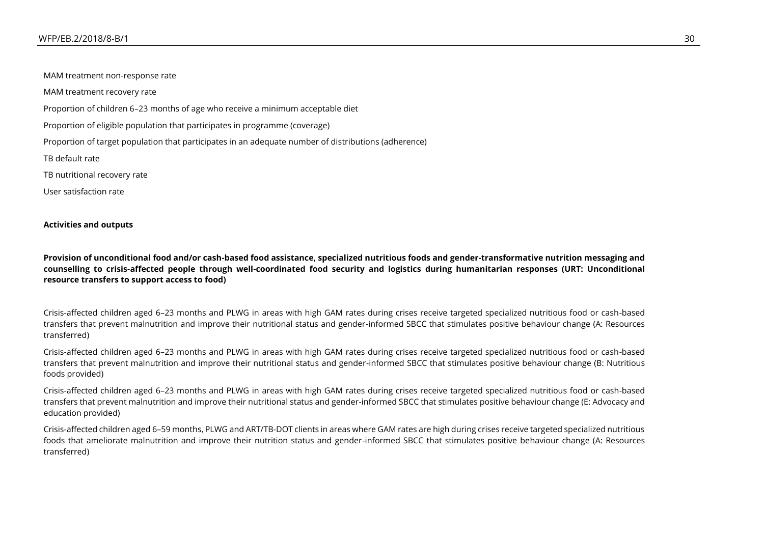MAM treatment non-response rate

MAM treatment recovery rate

Proportion of children 6–23 months of age who receive a minimum acceptable diet

Proportion of eligible population that participates in programme (coverage)

Proportion of target population that participates in an adequate number of distributions (adherence)

TB default rate

TB nutritional recovery rate

User satisfaction rate

**Activities and outputs**

**Provision of unconditional food and/or cash-based food assistance, specialized nutritious foods and gender-transformative nutrition messaging and counselling to crisis-affected people through well-coordinated food security and logistics during humanitarian responses (URT: Unconditional resource transfers to support access to food)**

Crisis-affected children aged 6–23 months and PLWG in areas with high GAM rates during crises receive targeted specialized nutritious food or cash-based transfers that prevent malnutrition and improve their nutritional status and gender-informed SBCC that stimulates positive behaviour change (A: Resources transferred)

Crisis-affected children aged 6–23 months and PLWG in areas with high GAM rates during crises receive targeted specialized nutritious food or cash-based transfers that prevent malnutrition and improve their nutritional status and gender-informed SBCC that stimulates positive behaviour change (B: Nutritious foods provided)

Crisis-affected children aged 6–23 months and PLWG in areas with high GAM rates during crises receive targeted specialized nutritious food or cash-based transfers that prevent malnutrition and improve their nutritional status and gender-informed SBCC that stimulates positive behaviour change (E: Advocacy and education provided)

Crisis-affected children aged 6–59 months, PLWG and ART/TB-DOT clients in areas where GAM rates are high during crises receive targeted specialized nutritious foods that ameliorate malnutrition and improve their nutrition status and gender-informed SBCC that stimulates positive behaviour change (A: Resources transferred)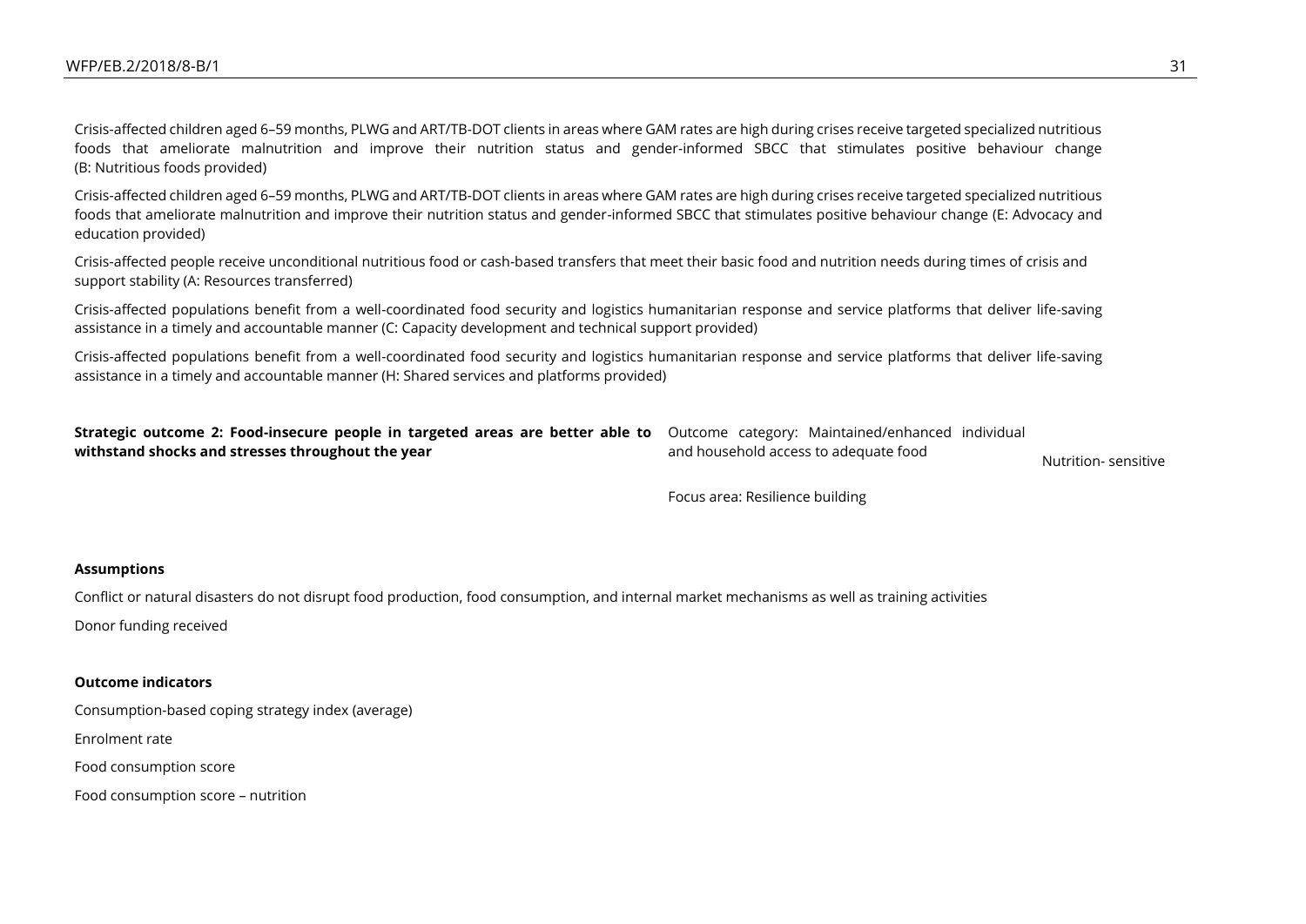Crisis-affected children aged 6–59 months, PLWG and ART/TB-DOT clients in areas where GAM rates are high during crises receive targeted specialized nutritious foods that ameliorate malnutrition and improve their nutrition status and gender-informed SBCC that stimulates positive behaviour change (B: Nutritious foods provided)

Crisis-affected children aged 6–59 months, PLWG and ART/TB-DOT clients in areas where GAM rates are high during crises receive targeted specialized nutritious foods that ameliorate malnutrition and improve their nutrition status and gender-informed SBCC that stimulates positive behaviour change (E: Advocacy and education provided)

Crisis-affected people receive unconditional nutritious food or cash-based transfers that meet their basic food and nutrition needs during times of crisis and support stability (A: Resources transferred)

Crisis-affected populations benefit from a well-coordinated food security and logistics humanitarian response and service platforms that deliver life-saving assistance in a timely and accountable manner (C: Capacity development and technical support provided)

Crisis-affected populations benefit from a well-coordinated food security and logistics humanitarian response and service platforms that deliver life-saving assistance in a timely and accountable manner (H: Shared services and platforms provided)

| **Strategic outcome 2: Food-insecure people in targeted areas are better able to withstand shocks and stresses throughout the year** | Outcome category: Maintained/enhanced individual and household access to adequate food | Nutrition- sensitive |
|---|---|---|
| | Focus area: Resilience building | |

**Assumptions**

Conflict or natural disasters do not disrupt food production, food consumption, and internal market mechanisms as well as training activities

Donor funding received

**Outcome indicators**

Consumption-based coping strategy index (average)

Enrolment rate

Food consumption score

Food consumption score – nutrition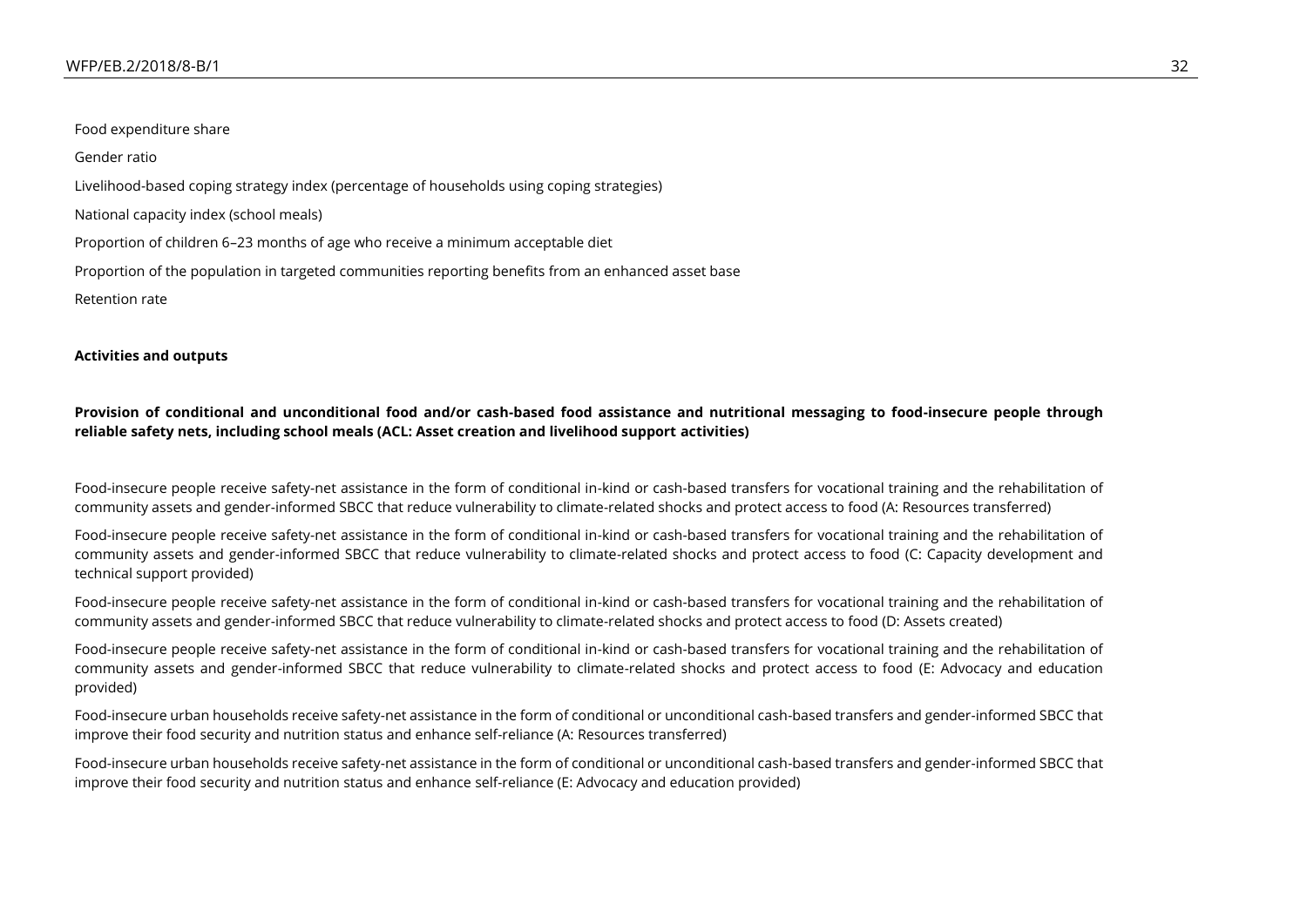Food expenditure share

Gender ratio

Livelihood-based coping strategy index (percentage of households using coping strategies)

National capacity index (school meals)

Proportion of children 6–23 months of age who receive a minimum acceptable diet

Proportion of the population in targeted communities reporting benefits from an enhanced asset base

Retention rate

**Activities and outputs**

**Provision of conditional and unconditional food and/or cash-based food assistance and nutritional messaging to food-insecure people through reliable safety nets, including school meals (ACL: Asset creation and livelihood support activities)**

Food-insecure people receive safety-net assistance in the form of conditional in-kind or cash-based transfers for vocational training and the rehabilitation of community assets and gender-informed SBCC that reduce vulnerability to climate-related shocks and protect access to food (A: Resources transferred)

Food-insecure people receive safety-net assistance in the form of conditional in-kind or cash-based transfers for vocational training and the rehabilitation of community assets and gender-informed SBCC that reduce vulnerability to climate-related shocks and protect access to food (C: Capacity development and technical support provided)

Food-insecure people receive safety-net assistance in the form of conditional in-kind or cash-based transfers for vocational training and the rehabilitation of community assets and gender-informed SBCC that reduce vulnerability to climate-related shocks and protect access to food (D: Assets created)

Food-insecure people receive safety-net assistance in the form of conditional in-kind or cash-based transfers for vocational training and the rehabilitation of community assets and gender-informed SBCC that reduce vulnerability to climate-related shocks and protect access to food (E: Advocacy and education provided)

Food-insecure urban households receive safety-net assistance in the form of conditional or unconditional cash-based transfers and gender-informed SBCC that improve their food security and nutrition status and enhance self-reliance (A: Resources transferred)

Food-insecure urban households receive safety-net assistance in the form of conditional or unconditional cash-based transfers and gender-informed SBCC that improve their food security and nutrition status and enhance self-reliance (E: Advocacy and education provided)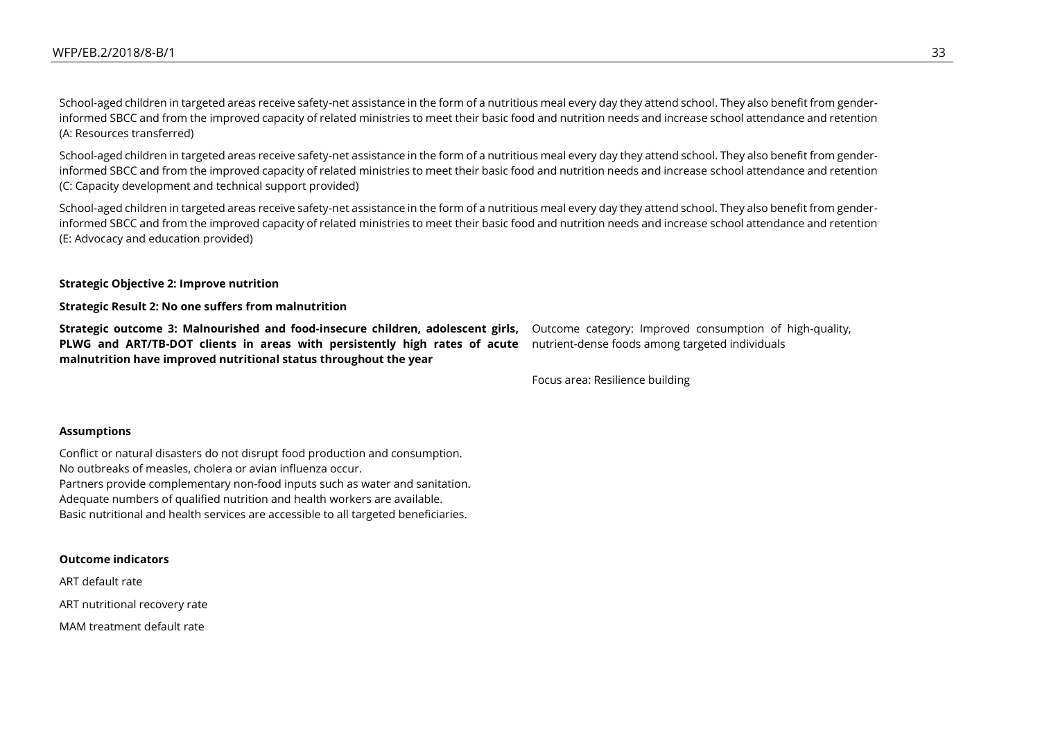School-aged children in targeted areas receive safety-net assistance in the form of a nutritious meal every day they attend school. They also benefit from gender-informed SBCC and from the improved capacity of related ministries to meet their basic food and nutrition needs and increase school attendance and retention (A: Resources transferred)

School-aged children in targeted areas receive safety-net assistance in the form of a nutritious meal every day they attend school. They also benefit from gender-informed SBCC and from the improved capacity of related ministries to meet their basic food and nutrition needs and increase school attendance and retention (C: Capacity development and technical support provided)

School-aged children in targeted areas receive safety-net assistance in the form of a nutritious meal every day they attend school. They also benefit from gender-informed SBCC and from the improved capacity of related ministries to meet their basic food and nutrition needs and increase school attendance and retention (E: Advocacy and education provided)

**Strategic Objective 2: Improve nutrition**

**Strategic Result 2: No one suffers from malnutrition**

**Strategic outcome 3: Malnourished and food-insecure children, adolescent girls, PLWG and ART/TB-DOT clients in areas with persistently high rates of acute malnutrition have improved nutritional status throughout the year**

Outcome category: Improved consumption of high-quality, nutrient-dense foods among targeted individuals

Focus area: Resilience building

**Assumptions**

Conflict or natural disasters do not disrupt food production and consumption.
No outbreaks of measles, cholera or avian influenza occur.
Partners provide complementary non-food inputs such as water and sanitation.
Adequate numbers of qualified nutrition and health workers are available.
Basic nutritional and health services are accessible to all targeted beneficiaries.

**Outcome indicators**

ART default rate

ART nutritional recovery rate

MAM treatment default rate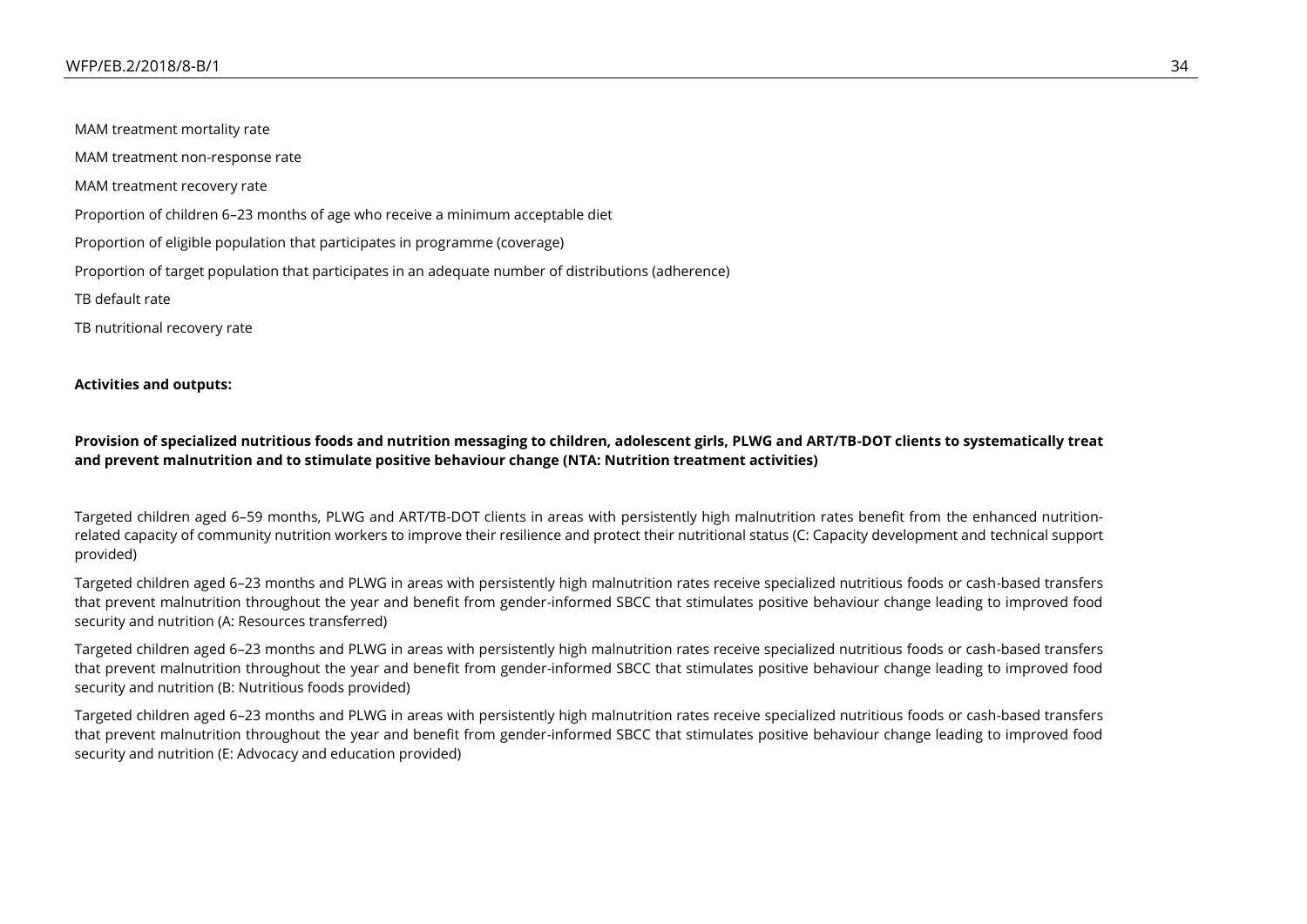MAM treatment mortality rate

MAM treatment non-response rate

MAM treatment recovery rate

Proportion of children 6–23 months of age who receive a minimum acceptable diet

Proportion of eligible population that participates in programme (coverage)

Proportion of target population that participates in an adequate number of distributions (adherence)

TB default rate

TB nutritional recovery rate

**Activities and outputs:**

**Provision of specialized nutritious foods and nutrition messaging to children, adolescent girls, PLWG and ART/TB-DOT clients to systematically treat and prevent malnutrition and to stimulate positive behaviour change (NTA: Nutrition treatment activities)**

Targeted children aged 6–59 months, PLWG and ART/TB-DOT clients in areas with persistently high malnutrition rates benefit from the enhanced nutrition-related capacity of community nutrition workers to improve their resilience and protect their nutritional status (C: Capacity development and technical support provided)

Targeted children aged 6–23 months and PLWG in areas with persistently high malnutrition rates receive specialized nutritious foods or cash-based transfers that prevent malnutrition throughout the year and benefit from gender-informed SBCC that stimulates positive behaviour change leading to improved food security and nutrition (A: Resources transferred)

Targeted children aged 6–23 months and PLWG in areas with persistently high malnutrition rates receive specialized nutritious foods or cash-based transfers that prevent malnutrition throughout the year and benefit from gender-informed SBCC that stimulates positive behaviour change leading to improved food security and nutrition (B: Nutritious foods provided)

Targeted children aged 6–23 months and PLWG in areas with persistently high malnutrition rates receive specialized nutritious foods or cash-based transfers that prevent malnutrition throughout the year and benefit from gender-informed SBCC that stimulates positive behaviour change leading to improved food security and nutrition (E: Advocacy and education provided)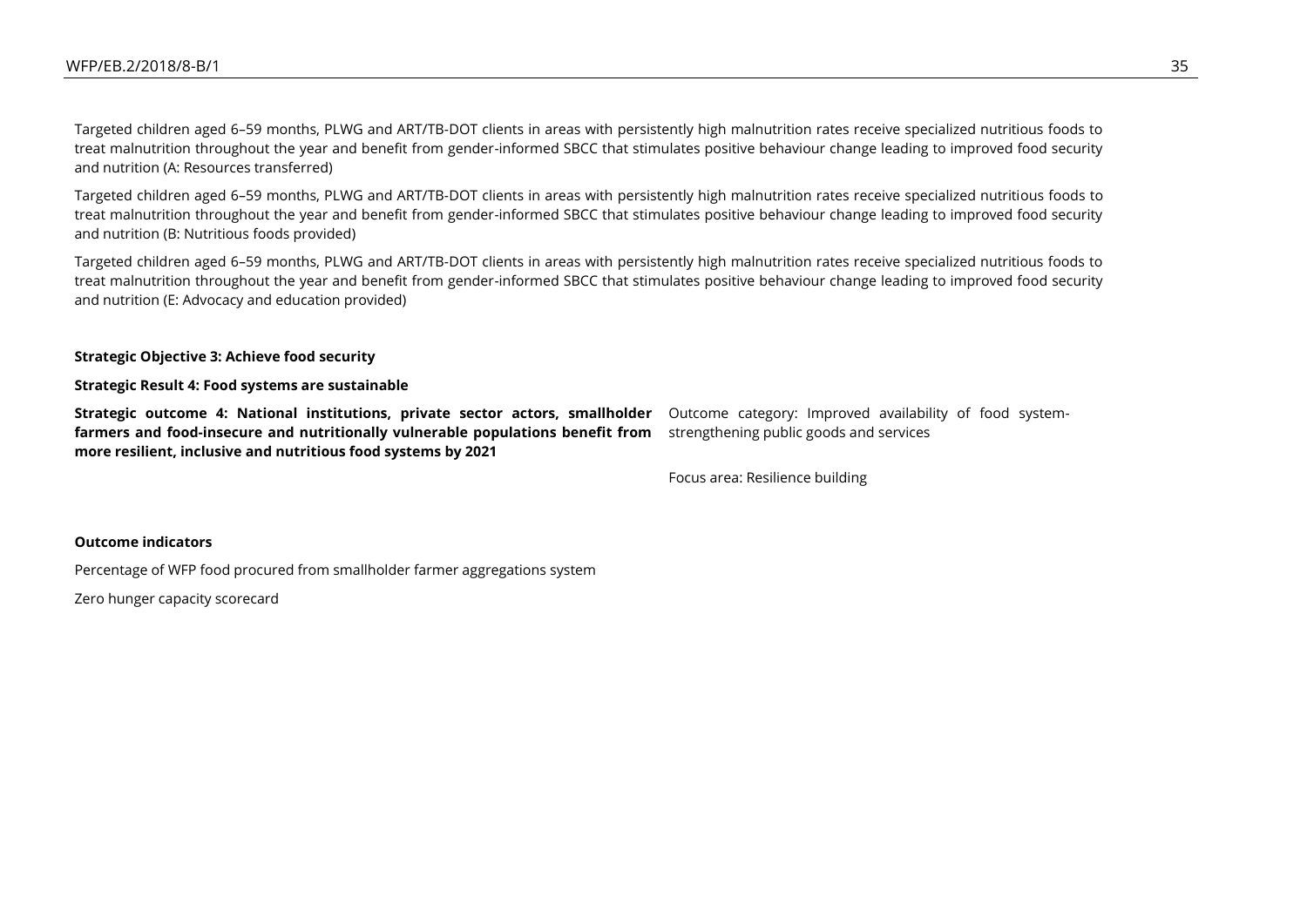Targeted children aged 6–59 months, PLWG and ART/TB-DOT clients in areas with persistently high malnutrition rates receive specialized nutritious foods to treat malnutrition throughout the year and benefit from gender-informed SBCC that stimulates positive behaviour change leading to improved food security and nutrition (A: Resources transferred)

Targeted children aged 6–59 months, PLWG and ART/TB-DOT clients in areas with persistently high malnutrition rates receive specialized nutritious foods to treat malnutrition throughout the year and benefit from gender-informed SBCC that stimulates positive behaviour change leading to improved food security and nutrition (B: Nutritious foods provided)

Targeted children aged 6–59 months, PLWG and ART/TB-DOT clients in areas with persistently high malnutrition rates receive specialized nutritious foods to treat malnutrition throughout the year and benefit from gender-informed SBCC that stimulates positive behaviour change leading to improved food security and nutrition (E: Advocacy and education provided)

**Strategic Objective 3: Achieve food security**

**Strategic Result 4: Food systems are sustainable**

**Strategic outcome 4: National institutions, private sector actors, smallholder farmers and food-insecure and nutritionally vulnerable populations benefit from more resilient, inclusive and nutritious food systems by 2021**

Outcome category: Improved availability of food system-strengthening public goods and services

Focus area: Resilience building

**Outcome indicators**

Percentage of WFP food procured from smallholder farmer aggregations system

Zero hunger capacity scorecard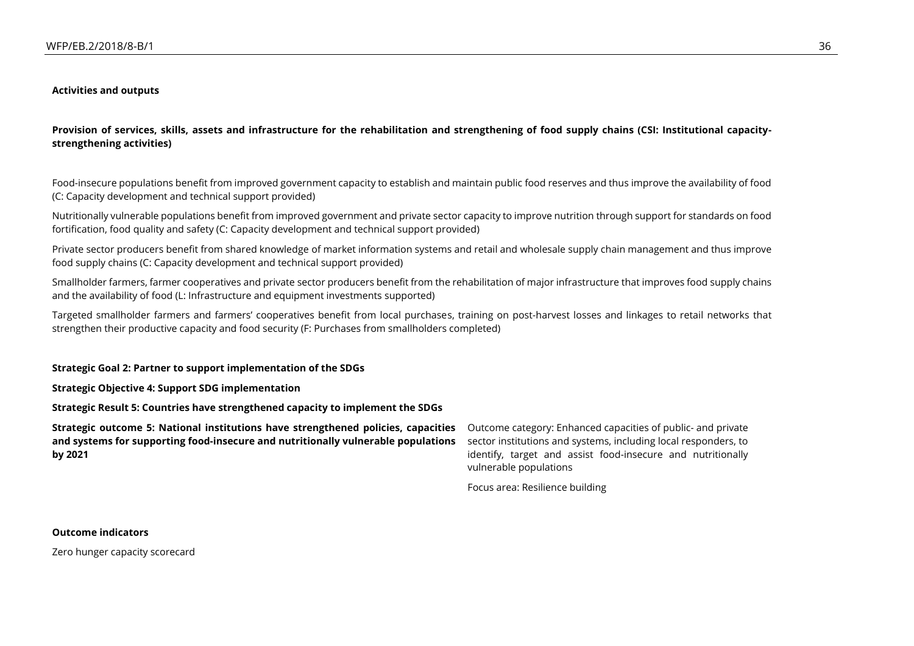**Activities and outputs**

**Provision of services, skills, assets and infrastructure for the rehabilitation and strengthening of food supply chains (CSI: Institutional capacity-strengthening activities)**

Food-insecure populations benefit from improved government capacity to establish and maintain public food reserves and thus improve the availability of food (C: Capacity development and technical support provided)

Nutritionally vulnerable populations benefit from improved government and private sector capacity to improve nutrition through support for standards on food fortification, food quality and safety (C: Capacity development and technical support provided)

Private sector producers benefit from shared knowledge of market information systems and retail and wholesale supply chain management and thus improve food supply chains (C: Capacity development and technical support provided)

Smallholder farmers, farmer cooperatives and private sector producers benefit from the rehabilitation of major infrastructure that improves food supply chains and the availability of food (L: Infrastructure and equipment investments supported)

Targeted smallholder farmers and farmers' cooperatives benefit from local purchases, training on post-harvest losses and linkages to retail networks that strengthen their productive capacity and food security (F: Purchases from smallholders completed)

**Strategic Goal 2: Partner to support implementation of the SDGs**

**Strategic Objective 4: Support SDG implementation**

**Strategic Result 5: Countries have strengthened capacity to implement the SDGs**

**Strategic outcome 5: National institutions have strengthened policies, capacities and systems for supporting food-insecure and nutritionally vulnerable populations by 2021**

Outcome category: Enhanced capacities of public- and private sector institutions and systems, including local responders, to identify, target and assist food-insecure and nutritionally vulnerable populations

Focus area: Resilience building

**Outcome indicators**

Zero hunger capacity scorecard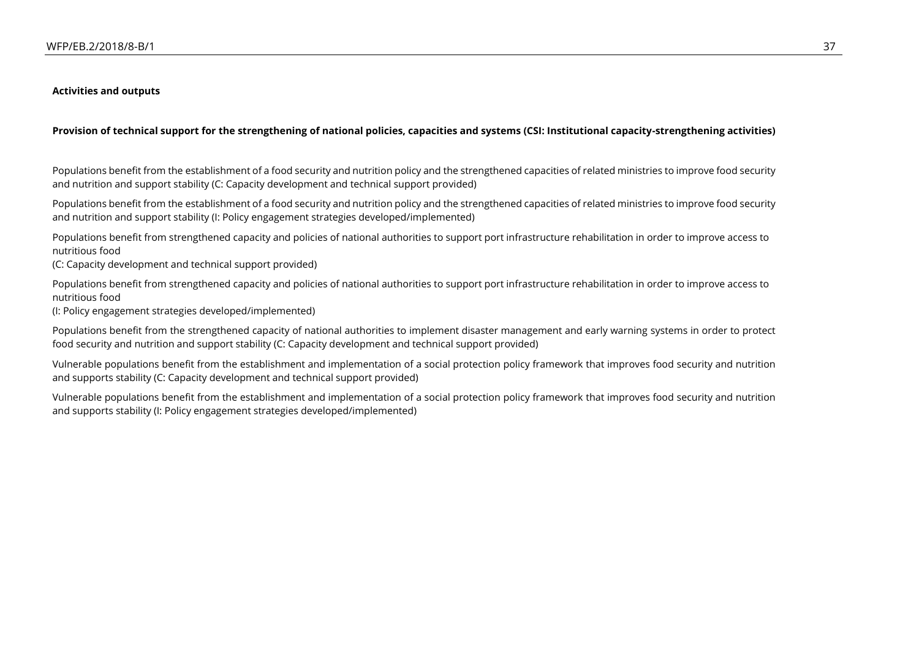**Activities and outputs**

**Provision of technical support for the strengthening of national policies, capacities and systems (CSI: Institutional capacity-strengthening activities)**

Populations benefit from the establishment of a food security and nutrition policy and the strengthened capacities of related ministries to improve food security and nutrition and support stability (C: Capacity development and technical support provided)

Populations benefit from the establishment of a food security and nutrition policy and the strengthened capacities of related ministries to improve food security and nutrition and support stability (I: Policy engagement strategies developed/implemented)

Populations benefit from strengthened capacity and policies of national authorities to support port infrastructure rehabilitation in order to improve access to nutritious food
(C: Capacity development and technical support provided)

Populations benefit from strengthened capacity and policies of national authorities to support port infrastructure rehabilitation in order to improve access to nutritious food
(I: Policy engagement strategies developed/implemented)

Populations benefit from the strengthened capacity of national authorities to implement disaster management and early warning systems in order to protect food security and nutrition and support stability (C: Capacity development and technical support provided)

Vulnerable populations benefit from the establishment and implementation of a social protection policy framework that improves food security and nutrition and supports stability (C: Capacity development and technical support provided)

Vulnerable populations benefit from the establishment and implementation of a social protection policy framework that improves food security and nutrition and supports stability (I: Policy engagement strategies developed/implemented)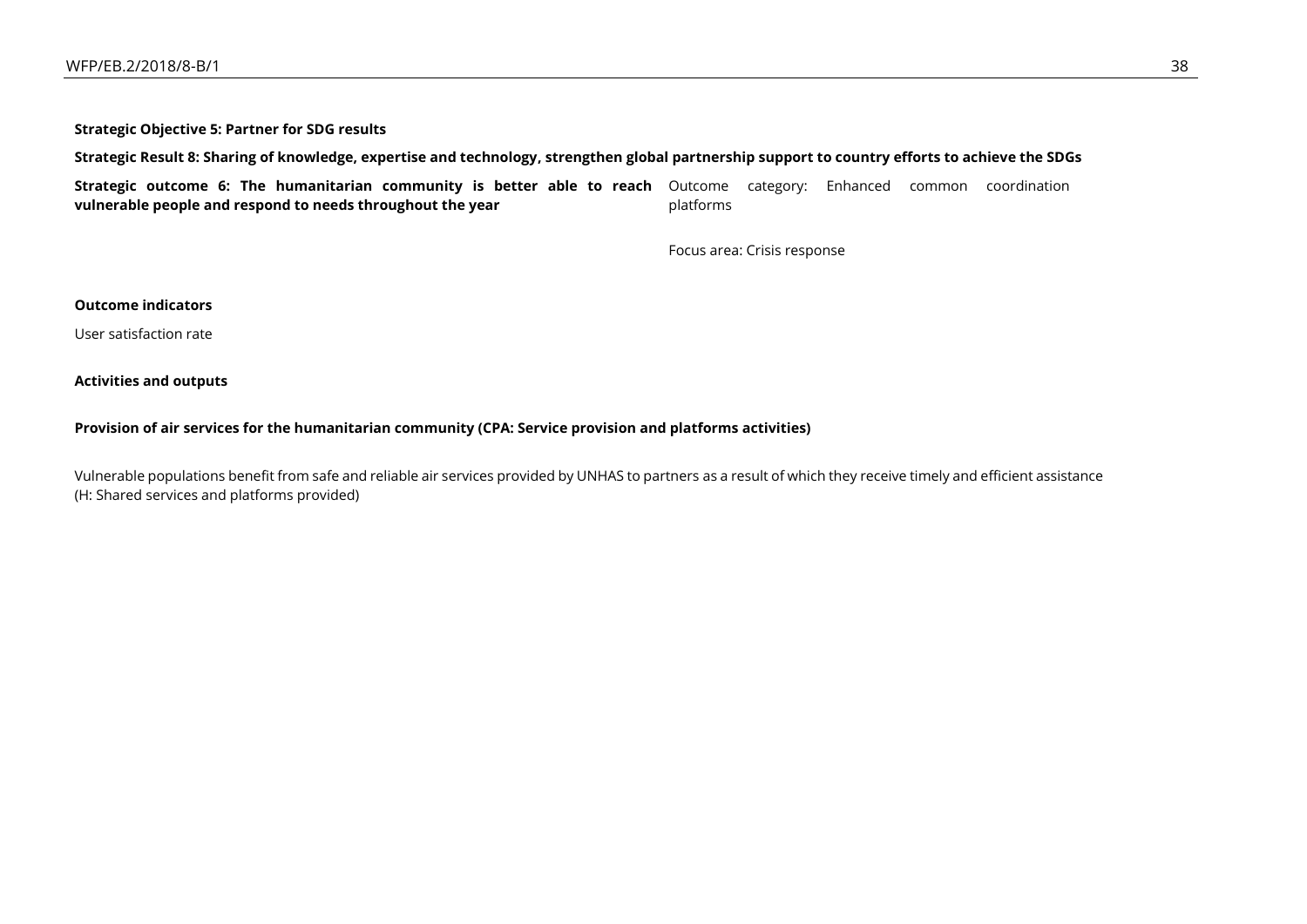**Strategic Objective 5: Partner for SDG results**

**Strategic Result 8: Sharing of knowledge, expertise and technology, strengthen global partnership support to country efforts to achieve the SDGs**

| **Strategic outcome 6: The humanitarian community is better able to reach vulnerable people and respond to needs throughout the year** | Outcome category: Enhanced common coordination platforms<br><br>Focus area: Crisis response |
|---|---|

**Outcome indicators**

User satisfaction rate

**Activities and outputs**

**Provision of air services for the humanitarian community (CPA: Service provision and platforms activities)**

Vulnerable populations benefit from safe and reliable air services provided by UNHAS to partners as a result of which they receive timely and efficient assistance (H: Shared services and platforms provided)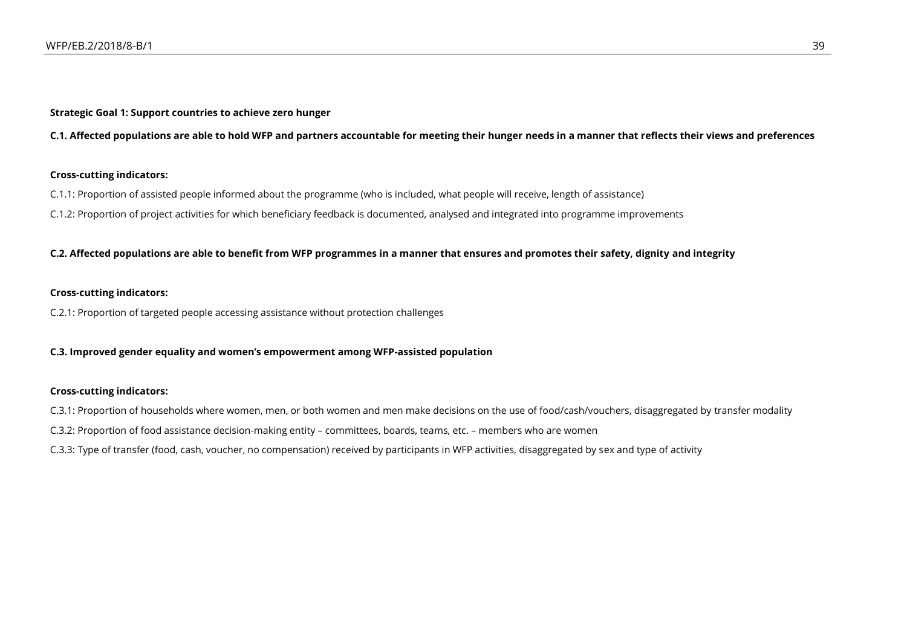**Strategic Goal 1: Support countries to achieve zero hunger**

**C.1. Affected populations are able to hold WFP and partners accountable for meeting their hunger needs in a manner that reflects their views and preferences**

**Cross-cutting indicators:**

C.1.1: Proportion of assisted people informed about the programme (who is included, what people will receive, length of assistance)

C.1.2: Proportion of project activities for which beneficiary feedback is documented, analysed and integrated into programme improvements

**C.2. Affected populations are able to benefit from WFP programmes in a manner that ensures and promotes their safety, dignity and integrity**

**Cross-cutting indicators:**

C.2.1: Proportion of targeted people accessing assistance without protection challenges

**C.3. Improved gender equality and women's empowerment among WFP-assisted population**

**Cross-cutting indicators:**

C.3.1: Proportion of households where women, men, or both women and men make decisions on the use of food/cash/vouchers, disaggregated by transfer modality

C.3.2: Proportion of food assistance decision-making entity – committees, boards, teams, etc. – members who are women

C.3.3: Type of transfer (food, cash, voucher, no compensation) received by participants in WFP activities, disaggregated by sex and type of activity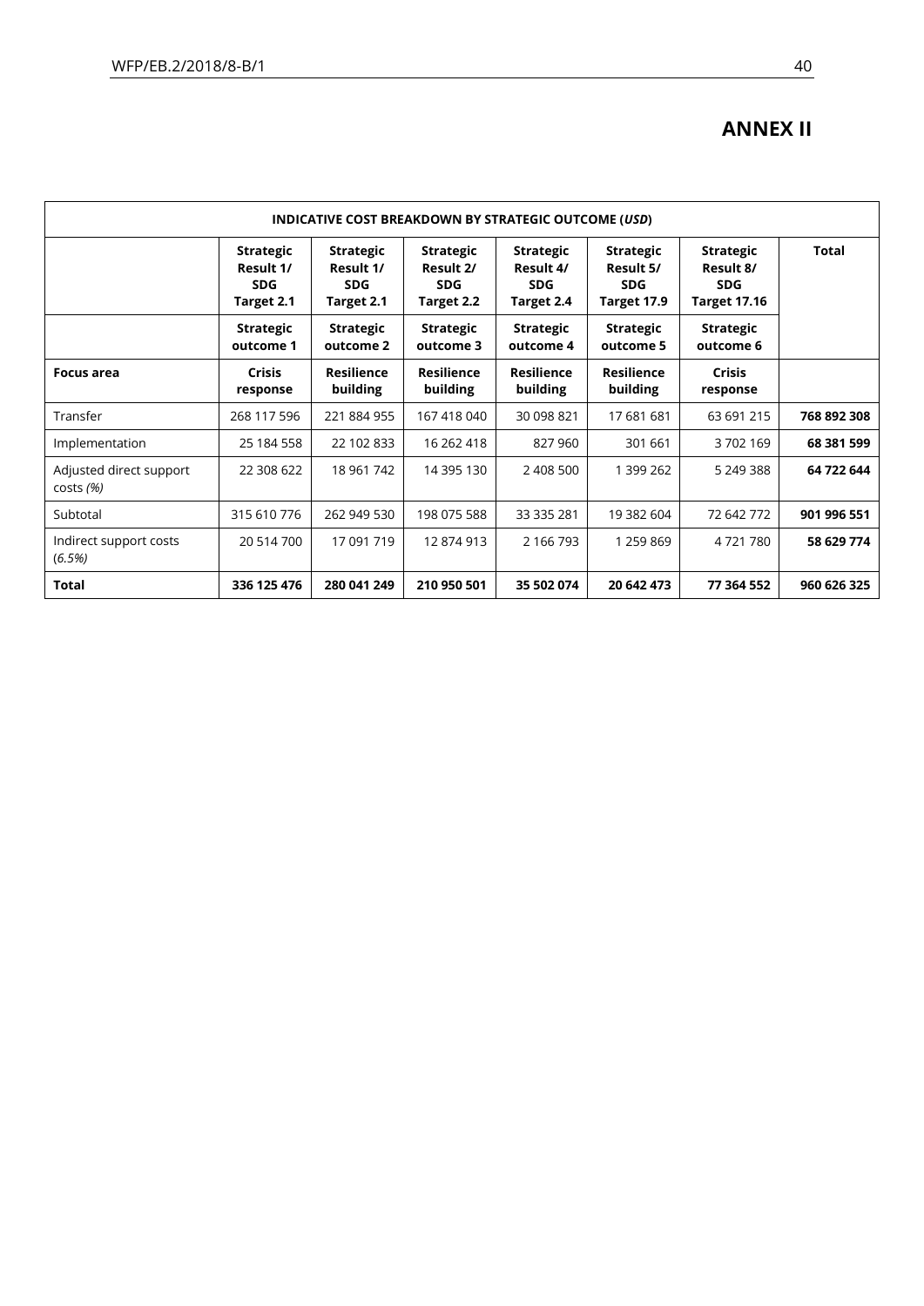# ANNEX II

| INDICATIVE COST BREAKDOWN BY STRATEGIC OUTCOME (*USD*) | | | | | | | |
|---|---|---|---|---|---|---|---|
| | **Strategic Result 1/ SDG Target 2.1** | **Strategic Result 1/ SDG Target 2.1** | **Strategic Result 2/ SDG Target 2.2** | **Strategic Result 4/ SDG Target 2.4** | **Strategic Result 5/ SDG Target 17.9** | **Strategic Result 8/ SDG Target 17.16** | **Total** |
| | **Strategic outcome 1** | **Strategic outcome 2** | **Strategic outcome 3** | **Strategic outcome 4** | **Strategic outcome 5** | **Strategic outcome 6** | |
| **Focus area** | **Crisis response** | **Resilience building** | **Resilience building** | **Resilience building** | **Resilience building** | **Crisis response** | |
| Transfer | 268 117 596 | 221 884 955 | 167 418 040 | 30 098 821 | 17 681 681 | 63 691 215 | **768 892 308** |
| Implementation | 25 184 558 | 22 102 833 | 16 262 418 | 827 960 | 301 661 | 3 702 169 | **68 381 599** |
| Adjusted direct support costs *(%)* | 22 308 622 | 18 961 742 | 14 395 130 | 2 408 500 | 1 399 262 | 5 249 388 | **64 722 644** |
| Subtotal | 315 610 776 | 262 949 530 | 198 075 588 | 33 335 281 | 19 382 604 | 72 642 772 | **901 996 551** |
| Indirect support costs (*6.5%)* | 20 514 700 | 17 091 719 | 12 874 913 | 2 166 793 | 1 259 869 | 4 721 780 | **58 629 774** |
| **Total** | **336 125 476** | **280 041 249** | **210 950 501** | **35 502 074** | **20 642 473** | **77 364 552** | **960 626 325** |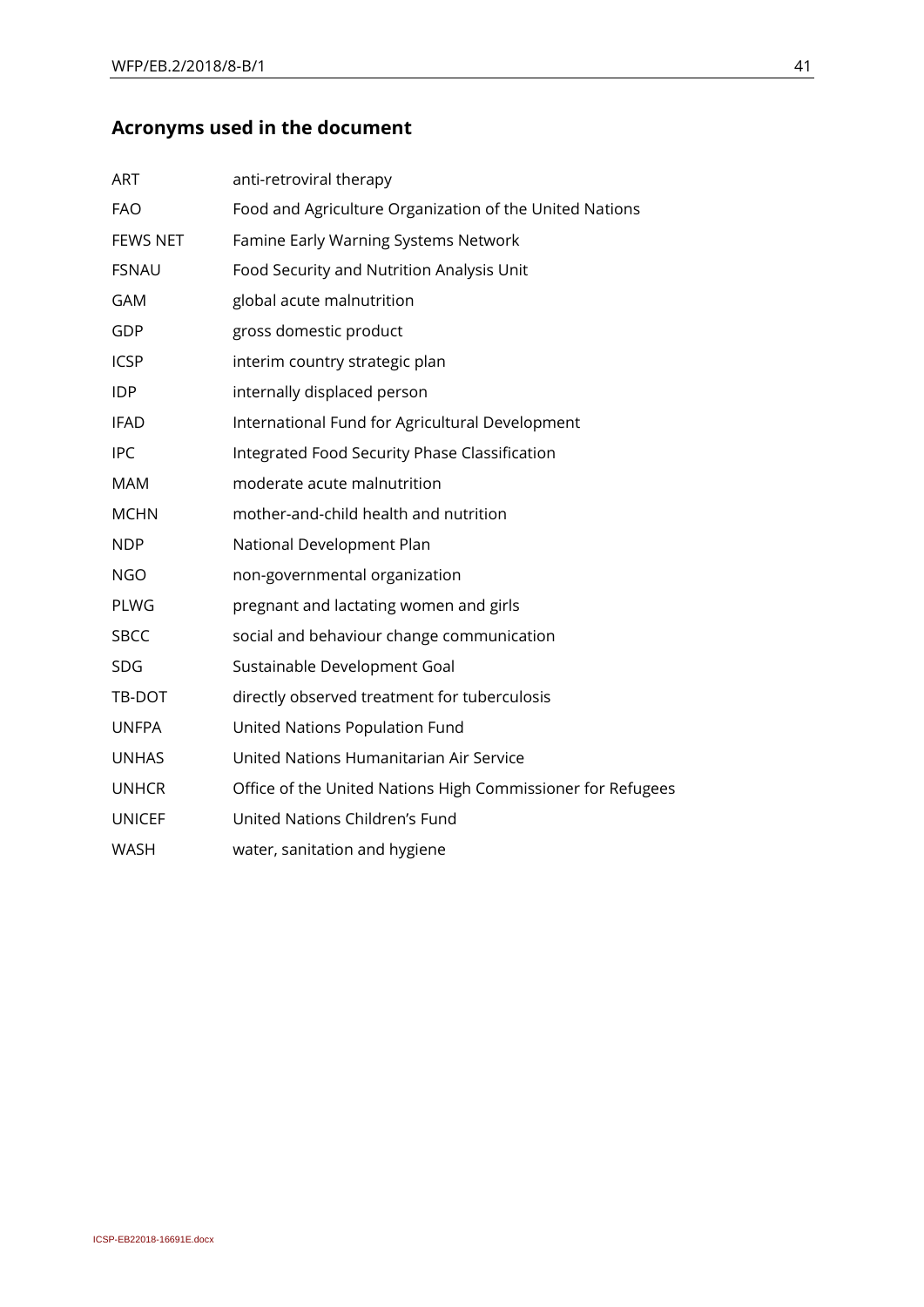## Acronyms used in the document

| | |
|---|---|
| ART | anti-retroviral therapy |
| FAO | Food and Agriculture Organization of the United Nations |
| FEWS NET | Famine Early Warning Systems Network |
| FSNAU | Food Security and Nutrition Analysis Unit |
| GAM | global acute malnutrition |
| GDP | gross domestic product |
| ICSP | interim country strategic plan |
| IDP | internally displaced person |
| IFAD | International Fund for Agricultural Development |
| IPC | Integrated Food Security Phase Classification |
| MAM | moderate acute malnutrition |
| MCHN | mother-and-child health and nutrition |
| NDP | National Development Plan |
| NGO | non-governmental organization |
| PLWG | pregnant and lactating women and girls |
| SBCC | social and behaviour change communication |
| SDG | Sustainable Development Goal |
| TB-DOT | directly observed treatment for tuberculosis |
| UNFPA | United Nations Population Fund |
| UNHAS | United Nations Humanitarian Air Service |
| UNHCR | Office of the United Nations High Commissioner for Refugees |
| UNICEF | United Nations Children's Fund |
| WASH | water, sanitation and hygiene |